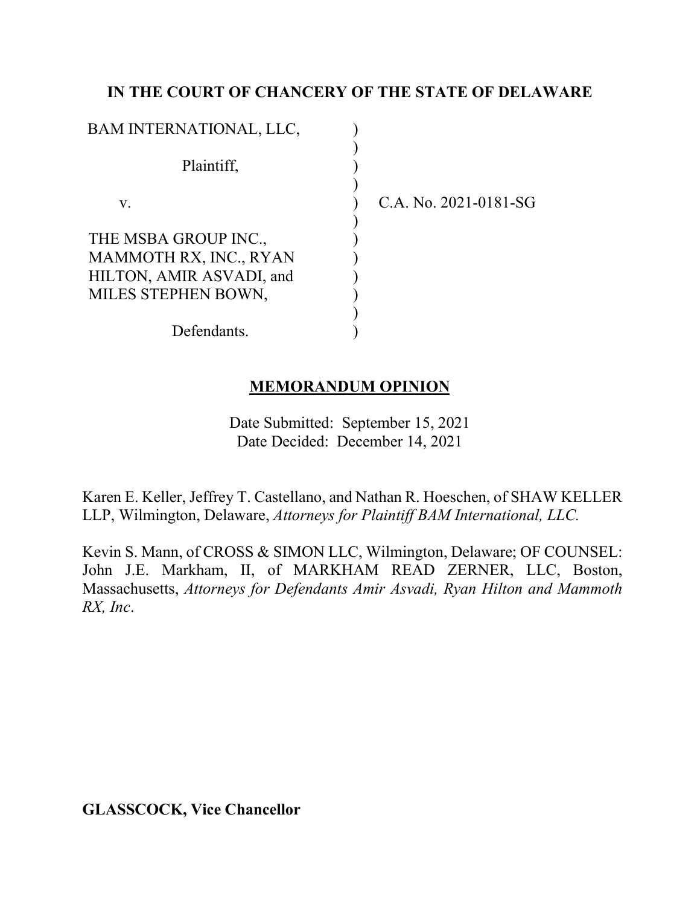**IN THE COURT OF CHANCERY OF THE STATE OF DELAWARE**

| | | |
|---|---|---|
| BAM INTERNATIONAL, LLC, | ) | |
| | ) | |
| Plaintiff, | ) | |
| | ) | |
| v. | ) | C.A. No. 2021-0181-SG |
| | ) | |
| THE MSBA GROUP INC., MAMMOTH RX, INC., RYAN HILTON, AMIR ASVADI, and MILES STEPHEN BOWN, | ) | |
| | ) | |
| Defendants. | ) | |

**MEMORANDUM OPINION**

Date Submitted: September 15, 2021
Date Decided: December 14, 2021

Karen E. Keller, Jeffrey T. Castellano, and Nathan R. Hoeschen, of SHAW KELLER LLP, Wilmington, Delaware, *Attorneys for Plaintiff BAM International, LLC.*

Kevin S. Mann, of CROSS & SIMON LLC, Wilmington, Delaware; OF COUNSEL: John J.E. Markham, II, of MARKHAM READ ZERNER, LLC, Boston, Massachusetts, *Attorneys for Defendants Amir Asvadi, Ryan Hilton and Mammoth RX, Inc*.

**GLASSCOCK, Vice Chancellor**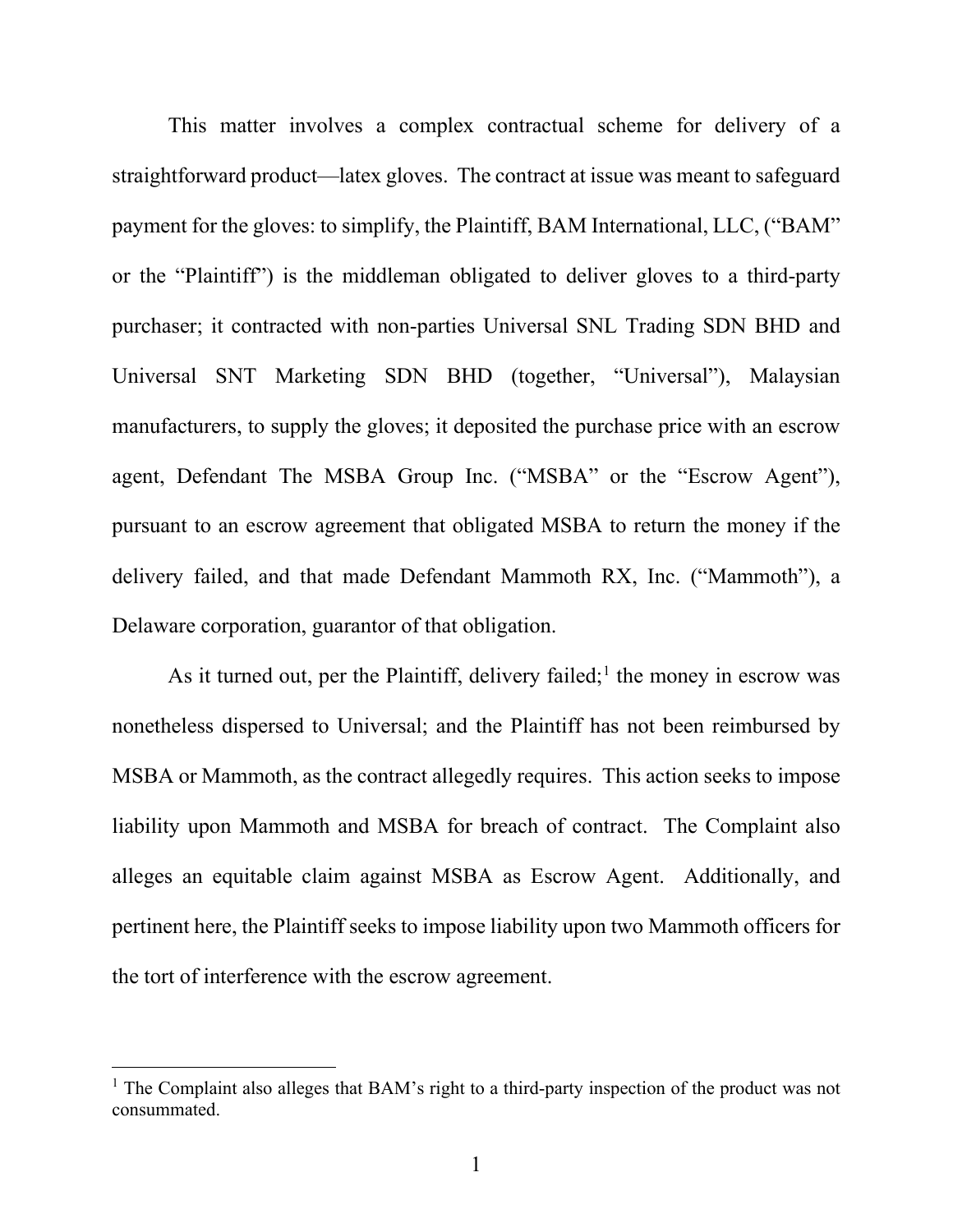This matter involves a complex contractual scheme for delivery of a straightforward product—latex gloves. The contract at issue was meant to safeguard payment for the gloves: to simplify, the Plaintiff, BAM International, LLC, ("BAM" or the "Plaintiff") is the middleman obligated to deliver gloves to a third-party purchaser; it contracted with non-parties Universal SNL Trading SDN BHD and Universal SNT Marketing SDN BHD (together, "Universal"), Malaysian manufacturers, to supply the gloves; it deposited the purchase price with an escrow agent, Defendant The MSBA Group Inc. ("MSBA" or the "Escrow Agent"), pursuant to an escrow agreement that obligated MSBA to return the money if the delivery failed, and that made Defendant Mammoth RX, Inc. ("Mammoth"), a Delaware corporation, guarantor of that obligation.

As it turned out, per the Plaintiff, delivery failed;[1] the money in escrow was nonetheless dispersed to Universal; and the Plaintiff has not been reimbursed by MSBA or Mammoth, as the contract allegedly requires. This action seeks to impose liability upon Mammoth and MSBA for breach of contract. The Complaint also alleges an equitable claim against MSBA as Escrow Agent. Additionally, and pertinent here, the Plaintiff seeks to impose liability upon two Mammoth officers for the tort of interference with the escrow agreement.

---

[1] The Complaint also alleges that BAM's right to a third-party inspection of the product was not consummated.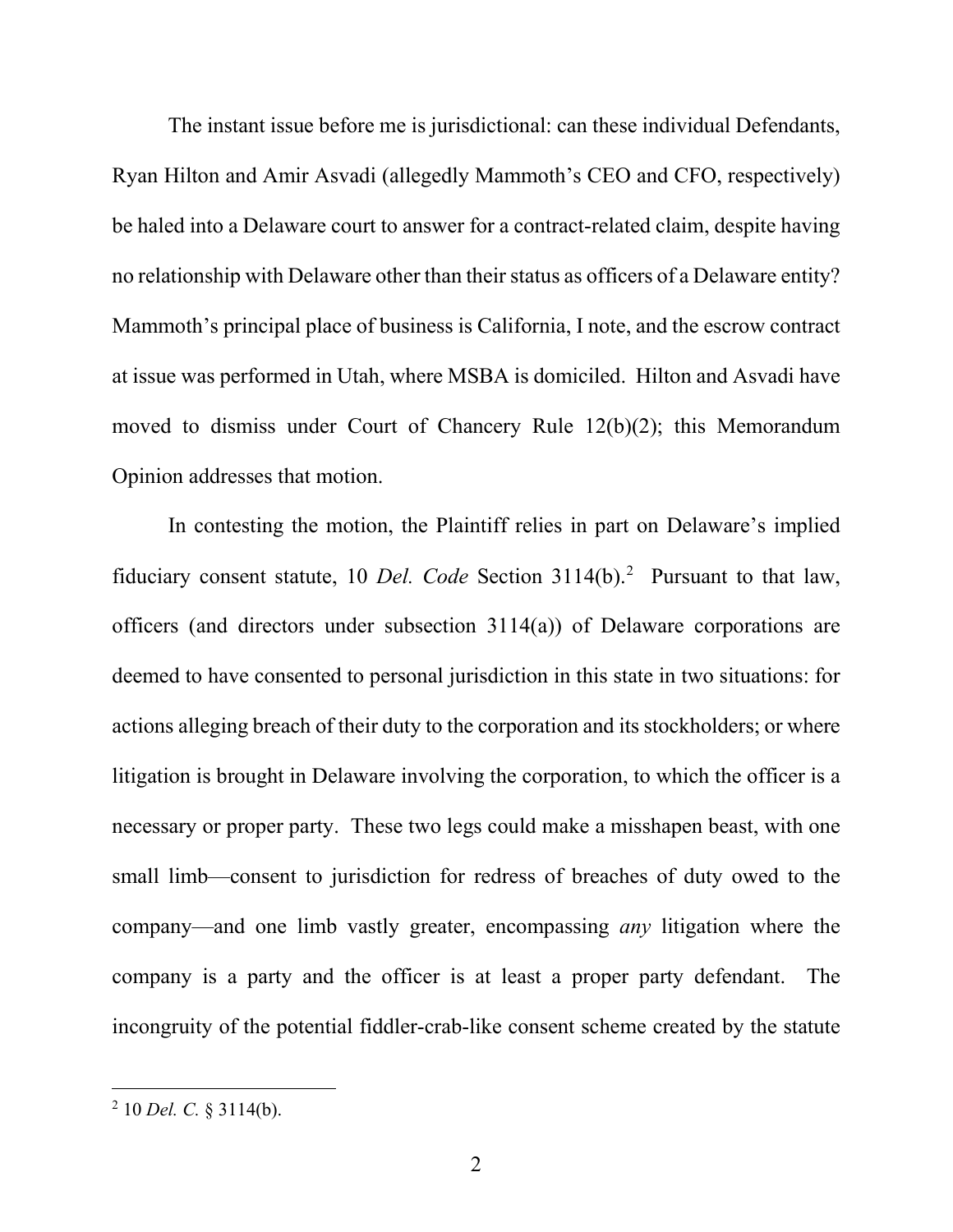The instant issue before me is jurisdictional: can these individual Defendants, Ryan Hilton and Amir Asvadi (allegedly Mammoth's CEO and CFO, respectively) be haled into a Delaware court to answer for a contract-related claim, despite having no relationship with Delaware other than their status as officers of a Delaware entity? Mammoth's principal place of business is California, I note, and the escrow contract at issue was performed in Utah, where MSBA is domiciled. Hilton and Asvadi have moved to dismiss under Court of Chancery Rule 12(b)(2); this Memorandum Opinion addresses that motion.

In contesting the motion, the Plaintiff relies in part on Delaware's implied fiduciary consent statute, 10 *Del. Code* Section 3114(b).[2] Pursuant to that law, officers (and directors under subsection 3114(a)) of Delaware corporations are deemed to have consented to personal jurisdiction in this state in two situations: for actions alleging breach of their duty to the corporation and its stockholders; or where litigation is brought in Delaware involving the corporation, to which the officer is a necessary or proper party. These two legs could make a misshapen beast, with one small limb—consent to jurisdiction for redress of breaches of duty owed to the company—and one limb vastly greater, encompassing *any* litigation where the company is a party and the officer is at least a proper party defendant. The incongruity of the potential fiddler-crab-like consent scheme created by the statute

[2] 10 *Del. C.* § 3114(b).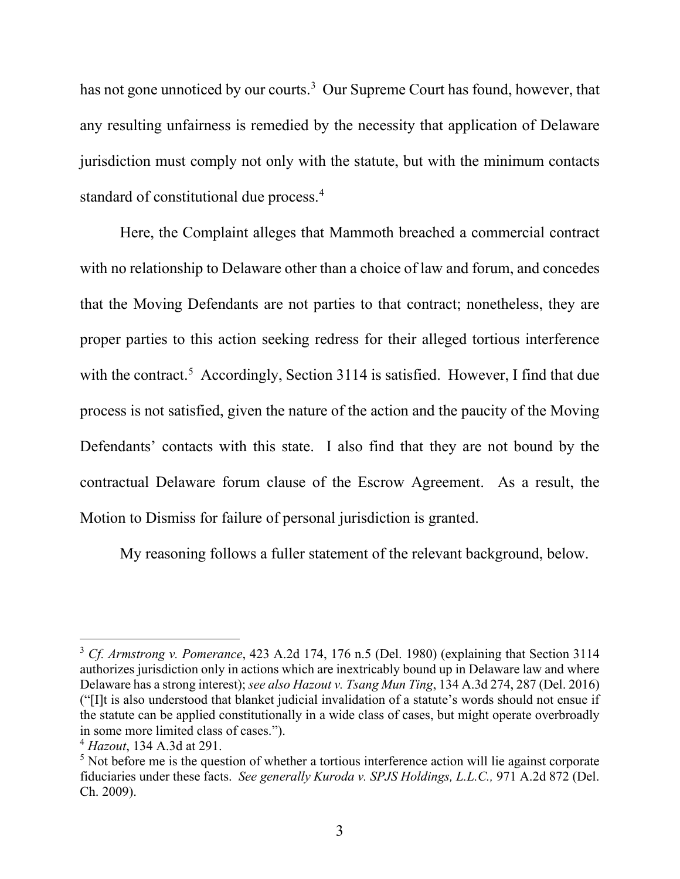has not gone unnoticed by our courts.[3] Our Supreme Court has found, however, that any resulting unfairness is remedied by the necessity that application of Delaware jurisdiction must comply not only with the statute, but with the minimum contacts standard of constitutional due process.[4]

Here, the Complaint alleges that Mammoth breached a commercial contract with no relationship to Delaware other than a choice of law and forum, and concedes that the Moving Defendants are not parties to that contract; nonetheless, they are proper parties to this action seeking redress for their alleged tortious interference with the contract.[5] Accordingly, Section 3114 is satisfied. However, I find that due process is not satisfied, given the nature of the action and the paucity of the Moving Defendants' contacts with this state. I also find that they are not bound by the contractual Delaware forum clause of the Escrow Agreement. As a result, the Motion to Dismiss for failure of personal jurisdiction is granted.

My reasoning follows a fuller statement of the relevant background, below.

---

[3] *Cf. Armstrong v. Pomerance*, 423 A.2d 174, 176 n.5 (Del. 1980) (explaining that Section 3114 authorizes jurisdiction only in actions which are inextricably bound up in Delaware law and where Delaware has a strong interest); *see also Hazout v. Tsang Mun Ting*, 134 A.3d 274, 287 (Del. 2016) ("[I]t is also understood that blanket judicial invalidation of a statute's words should not ensue if the statute can be applied constitutionally in a wide class of cases, but might operate overbroadly in some more limited class of cases.").

[4] *Hazout*, 134 A.3d at 291.

[5] Not before me is the question of whether a tortious interference action will lie against corporate fiduciaries under these facts. *See generally Kuroda v. SPJS Holdings, L.L.C.,* 971 A.2d 872 (Del. Ch. 2009).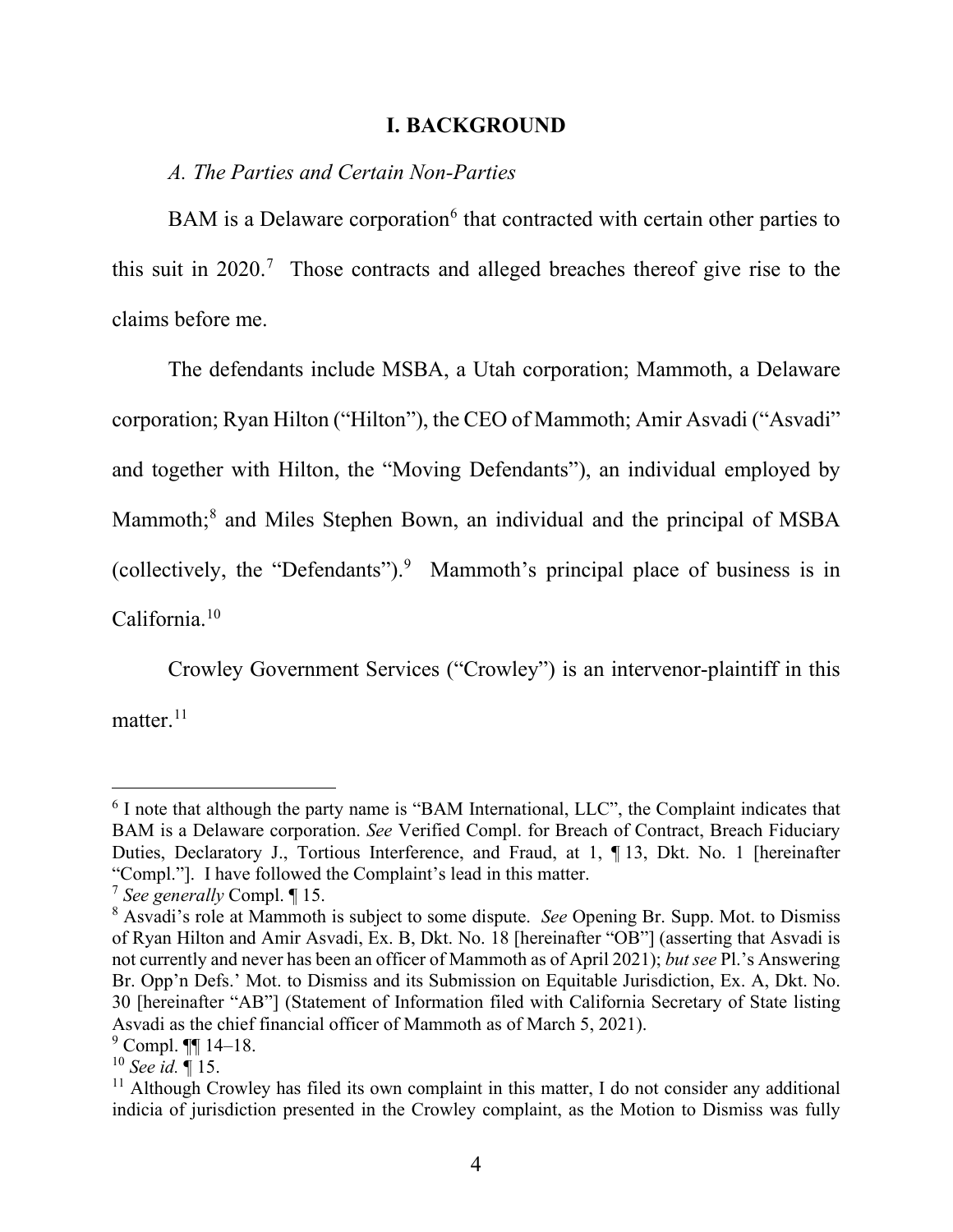## I. BACKGROUND

*A. The Parties and Certain Non-Parties*

BAM is a Delaware corporation[6] that contracted with certain other parties to this suit in 2020.[7] Those contracts and alleged breaches thereof give rise to the claims before me.

The defendants include MSBA, a Utah corporation; Mammoth, a Delaware corporation; Ryan Hilton ("Hilton"), the CEO of Mammoth; Amir Asvadi ("Asvadi" and together with Hilton, the "Moving Defendants"), an individual employed by Mammoth;[8] and Miles Stephen Bown, an individual and the principal of MSBA (collectively, the "Defendants").[9] Mammoth's principal place of business is in California.[10]

Crowley Government Services ("Crowley") is an intervenor-plaintiff in this matter.[11]

---

[6] I note that although the party name is "BAM International, LLC", the Complaint indicates that BAM is a Delaware corporation. *See* Verified Compl. for Breach of Contract, Breach Fiduciary Duties, Declaratory J., Tortious Interference, and Fraud, at 1, ¶ 13, Dkt. No. 1 [hereinafter "Compl."]. I have followed the Complaint's lead in this matter.

[7] *See generally* Compl. ¶ 15.

[8] Asvadi's role at Mammoth is subject to some dispute. *See* Opening Br. Supp. Mot. to Dismiss of Ryan Hilton and Amir Asvadi, Ex. B, Dkt. No. 18 [hereinafter "OB"] (asserting that Asvadi is not currently and never has been an officer of Mammoth as of April 2021); *but see* Pl.'s Answering Br. Opp'n Defs.' Mot. to Dismiss and its Submission on Equitable Jurisdiction, Ex. A, Dkt. No. 30 [hereinafter "AB"] (Statement of Information filed with California Secretary of State listing Asvadi as the chief financial officer of Mammoth as of March 5, 2021).

[9] Compl. ¶¶ 14–18.

[10] *See id.* ¶ 15.

[11] Although Crowley has filed its own complaint in this matter, I do not consider any additional indicia of jurisdiction presented in the Crowley complaint, as the Motion to Dismiss was fully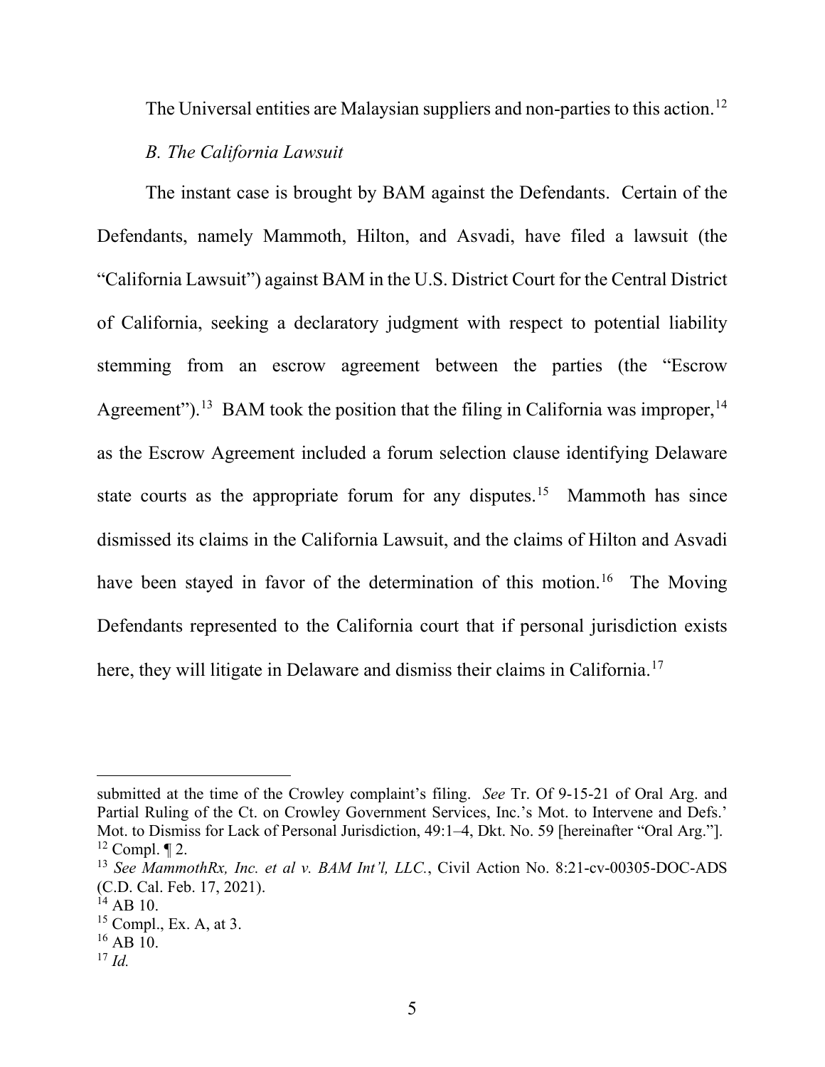The Universal entities are Malaysian suppliers and non-parties to this action.[12]

*B. The California Lawsuit*

The instant case is brought by BAM against the Defendants. Certain of the Defendants, namely Mammoth, Hilton, and Asvadi, have filed a lawsuit (the "California Lawsuit") against BAM in the U.S. District Court for the Central District of California, seeking a declaratory judgment with respect to potential liability stemming from an escrow agreement between the parties (the "Escrow Agreement").[13] BAM took the position that the filing in California was improper,[14] as the Escrow Agreement included a forum selection clause identifying Delaware state courts as the appropriate forum for any disputes.[15] Mammoth has since dismissed its claims in the California Lawsuit, and the claims of Hilton and Asvadi have been stayed in favor of the determination of this motion.[16] The Moving Defendants represented to the California court that if personal jurisdiction exists here, they will litigate in Delaware and dismiss their claims in California.[17]

---

submitted at the time of the Crowley complaint's filing. *See* Tr. Of 9-15-21 of Oral Arg. and Partial Ruling of the Ct. on Crowley Government Services, Inc.'s Mot. to Intervene and Defs.' Mot. to Dismiss for Lack of Personal Jurisdiction, 49:1–4, Dkt. No. 59 [hereinafter "Oral Arg."].

[12] Compl. ¶ 2.

[13] *See MammothRx, Inc. et al v. BAM Int'l, LLC.*, Civil Action No. 8:21-cv-00305-DOC-ADS (C.D. Cal. Feb. 17, 2021).

[14] AB 10.

[15] Compl., Ex. A, at 3.

[16] AB 10.

[17] *Id.*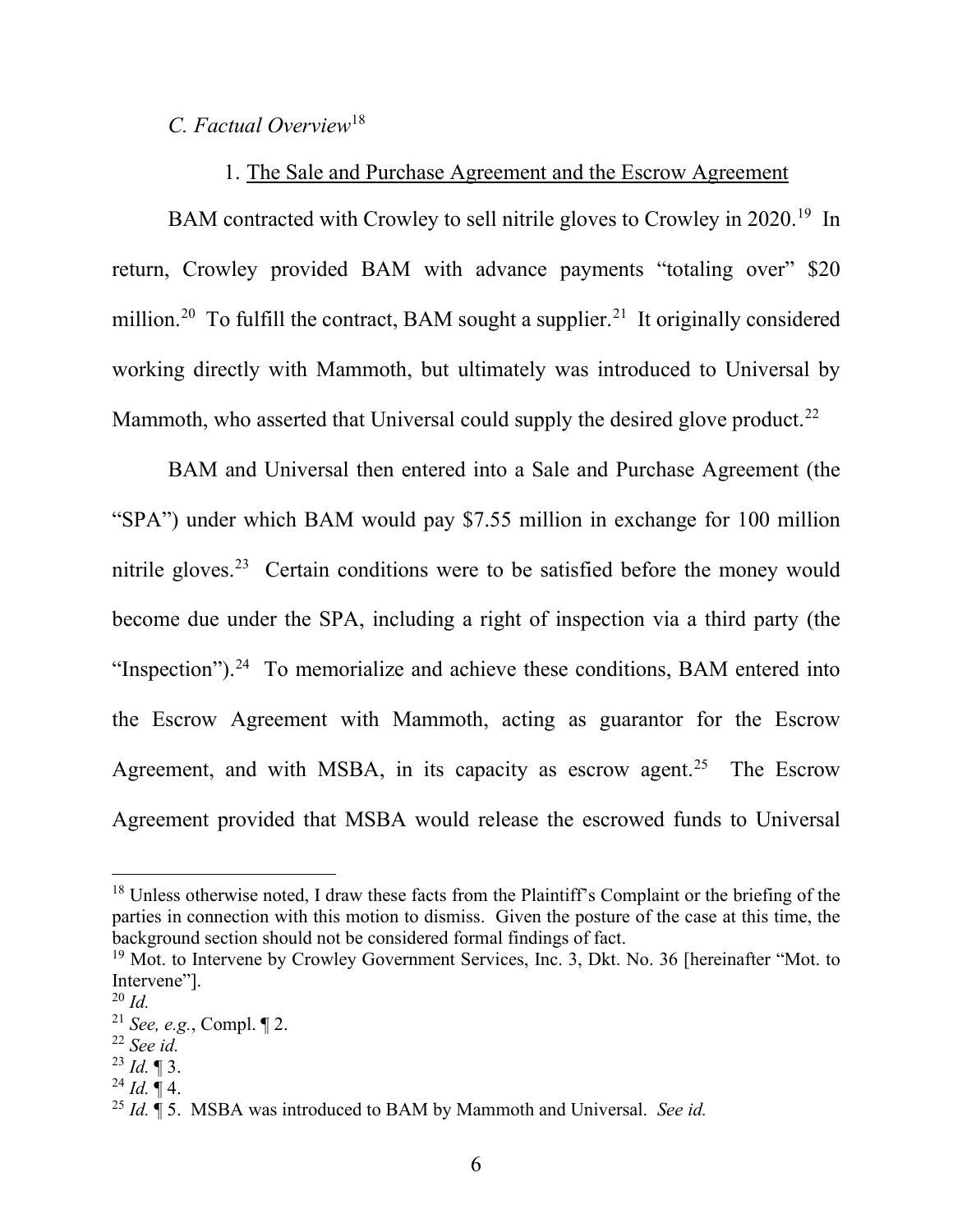*C. Factual Overview*[18]

1. The Sale and Purchase Agreement and the Escrow Agreement

BAM contracted with Crowley to sell nitrile gloves to Crowley in 2020.[19] In return, Crowley provided BAM with advance payments "totaling over" $20 million.[20] To fulfill the contract, BAM sought a supplier.[21] It originally considered working directly with Mammoth, but ultimately was introduced to Universal by Mammoth, who asserted that Universal could supply the desired glove product.[22]

BAM and Universal then entered into a Sale and Purchase Agreement (the "SPA") under which BAM would pay $7.55 million in exchange for 100 million nitrile gloves.[23] Certain conditions were to be satisfied before the money would become due under the SPA, including a right of inspection via a third party (the "Inspection").[24] To memorialize and achieve these conditions, BAM entered into the Escrow Agreement with Mammoth, acting as guarantor for the Escrow Agreement, and with MSBA, in its capacity as escrow agent.[25] The Escrow Agreement provided that MSBA would release the escrowed funds to Universal

---

[18] Unless otherwise noted, I draw these facts from the Plaintiff's Complaint or the briefing of the parties in connection with this motion to dismiss. Given the posture of the case at this time, the background section should not be considered formal findings of fact.

[19] Mot. to Intervene by Crowley Government Services, Inc. 3, Dkt. No. 36 [hereinafter "Mot. to Intervene"].

[20] *Id.*

[21] *See, e.g.*, Compl. ¶ 2.

[22] *See id.*

[23] *Id.* ¶ 3.

[24] *Id.* ¶ 4.

[25] *Id.* ¶ 5. MSBA was introduced to BAM by Mammoth and Universal. *See id.*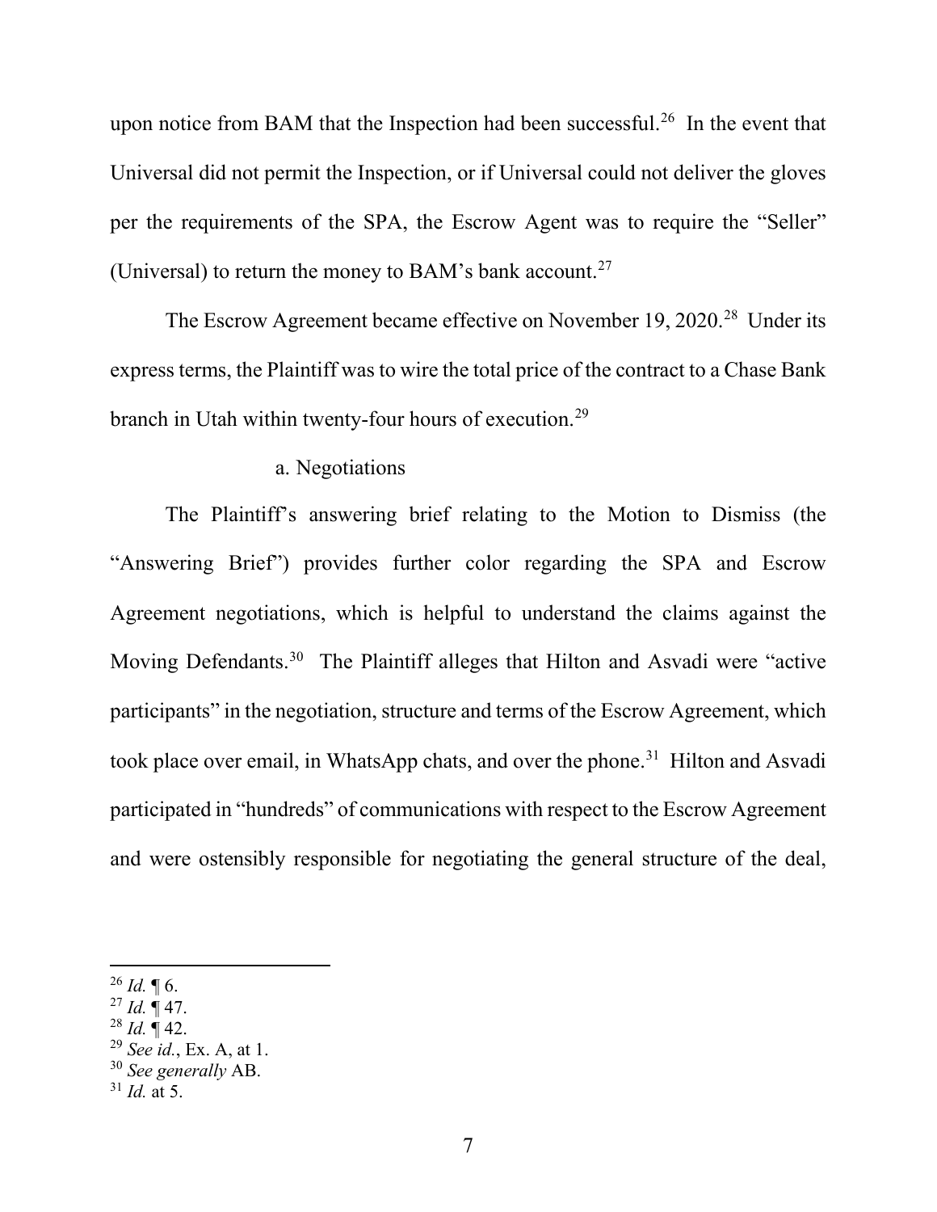upon notice from BAM that the Inspection had been successful.[26] In the event that Universal did not permit the Inspection, or if Universal could not deliver the gloves per the requirements of the SPA, the Escrow Agent was to require the "Seller" (Universal) to return the money to BAM's bank account.[27]

The Escrow Agreement became effective on November 19, 2020.[28] Under its express terms, the Plaintiff was to wire the total price of the contract to a Chase Bank branch in Utah within twenty-four hours of execution.[29]

a. Negotiations

The Plaintiff's answering brief relating to the Motion to Dismiss (the "Answering Brief") provides further color regarding the SPA and Escrow Agreement negotiations, which is helpful to understand the claims against the Moving Defendants.[30] The Plaintiff alleges that Hilton and Asvadi were "active participants" in the negotiation, structure and terms of the Escrow Agreement, which took place over email, in WhatsApp chats, and over the phone.[31] Hilton and Asvadi participated in "hundreds" of communications with respect to the Escrow Agreement and were ostensibly responsible for negotiating the general structure of the deal,

---

[26] *Id.* ¶ 6.
[27] *Id.* ¶ 47.
[28] *Id.* ¶ 42.
[29] *See id.*, Ex. A, at 1.
[30] *See generally* AB.
[31] *Id.* at 5.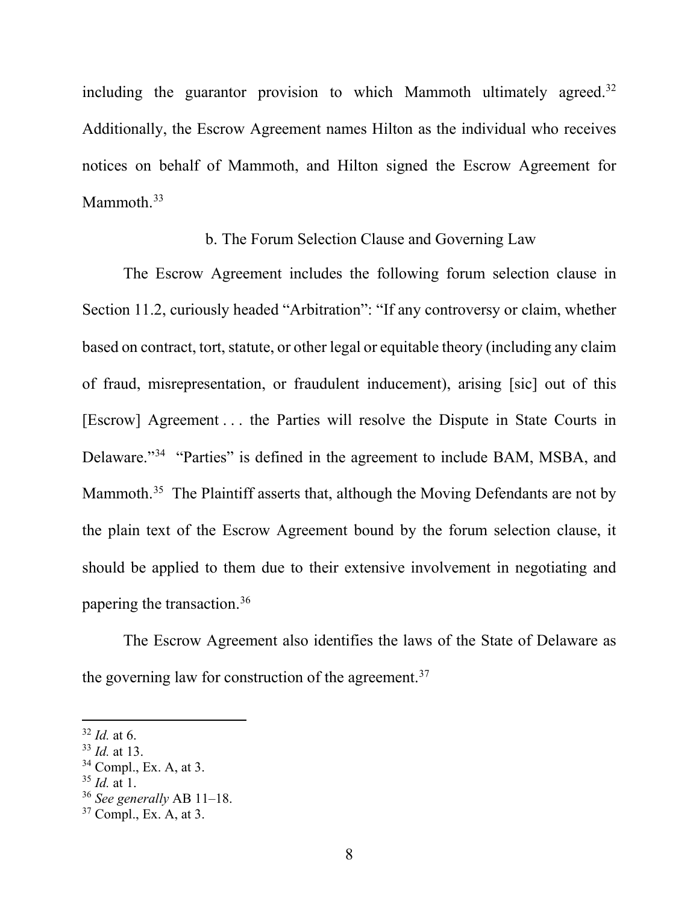including the guarantor provision to which Mammoth ultimately agreed.[32] Additionally, the Escrow Agreement names Hilton as the individual who receives notices on behalf of Mammoth, and Hilton signed the Escrow Agreement for Mammoth.[33]

b. The Forum Selection Clause and Governing Law

The Escrow Agreement includes the following forum selection clause in Section 11.2, curiously headed "Arbitration": "If any controversy or claim, whether based on contract, tort, statute, or other legal or equitable theory (including any claim of fraud, misrepresentation, or fraudulent inducement), arising [sic] out of this [Escrow] Agreement . . . the Parties will resolve the Dispute in State Courts in Delaware."[34] "Parties" is defined in the agreement to include BAM, MSBA, and Mammoth.[35] The Plaintiff asserts that, although the Moving Defendants are not by the plain text of the Escrow Agreement bound by the forum selection clause, it should be applied to them due to their extensive involvement in negotiating and papering the transaction.[36]

The Escrow Agreement also identifies the laws of the State of Delaware as the governing law for construction of the agreement.[37]

---

[32] *Id.* at 6.
[33] *Id.* at 13.
[34] Compl., Ex. A, at 3.
[35] *Id.* at 1.
[36] *See generally* AB 11–18.
[37] Compl., Ex. A, at 3.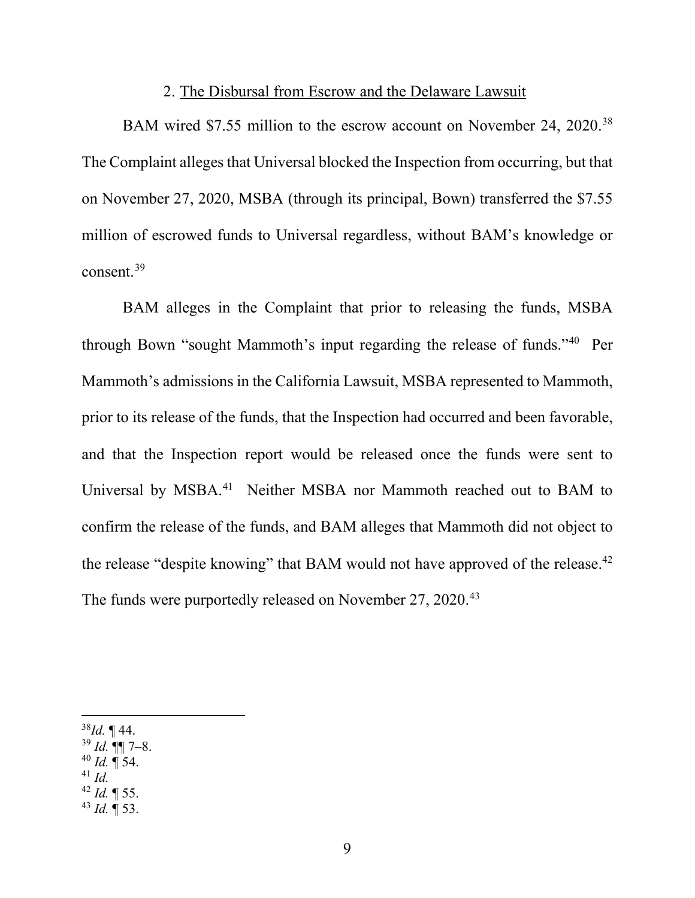### 2. The Disbursal from Escrow and the Delaware Lawsuit

BAM wired $7.55 million to the escrow account on November 24, 2020.[38] The Complaint alleges that Universal blocked the Inspection from occurring, but that on November 27, 2020, MSBA (through its principal, Bown) transferred the $7.55 million of escrowed funds to Universal regardless, without BAM's knowledge or consent.[39]

BAM alleges in the Complaint that prior to releasing the funds, MSBA through Bown "sought Mammoth's input regarding the release of funds."[40] Per Mammoth's admissions in the California Lawsuit, MSBA represented to Mammoth, prior to its release of the funds, that the Inspection had occurred and been favorable, and that the Inspection report would be released once the funds were sent to Universal by MSBA.[41] Neither MSBA nor Mammoth reached out to BAM to confirm the release of the funds, and BAM alleges that Mammoth did not object to the release "despite knowing" that BAM would not have approved of the release.[42] The funds were purportedly released on November 27, 2020.[43]

---

[38] *Id.* ¶ 44.

[39] *Id.* ¶¶ 7–8.

[40] *Id.* ¶ 54.

[41] *Id.*

[42] *Id.* ¶ 55.

[43] *Id.* ¶ 53.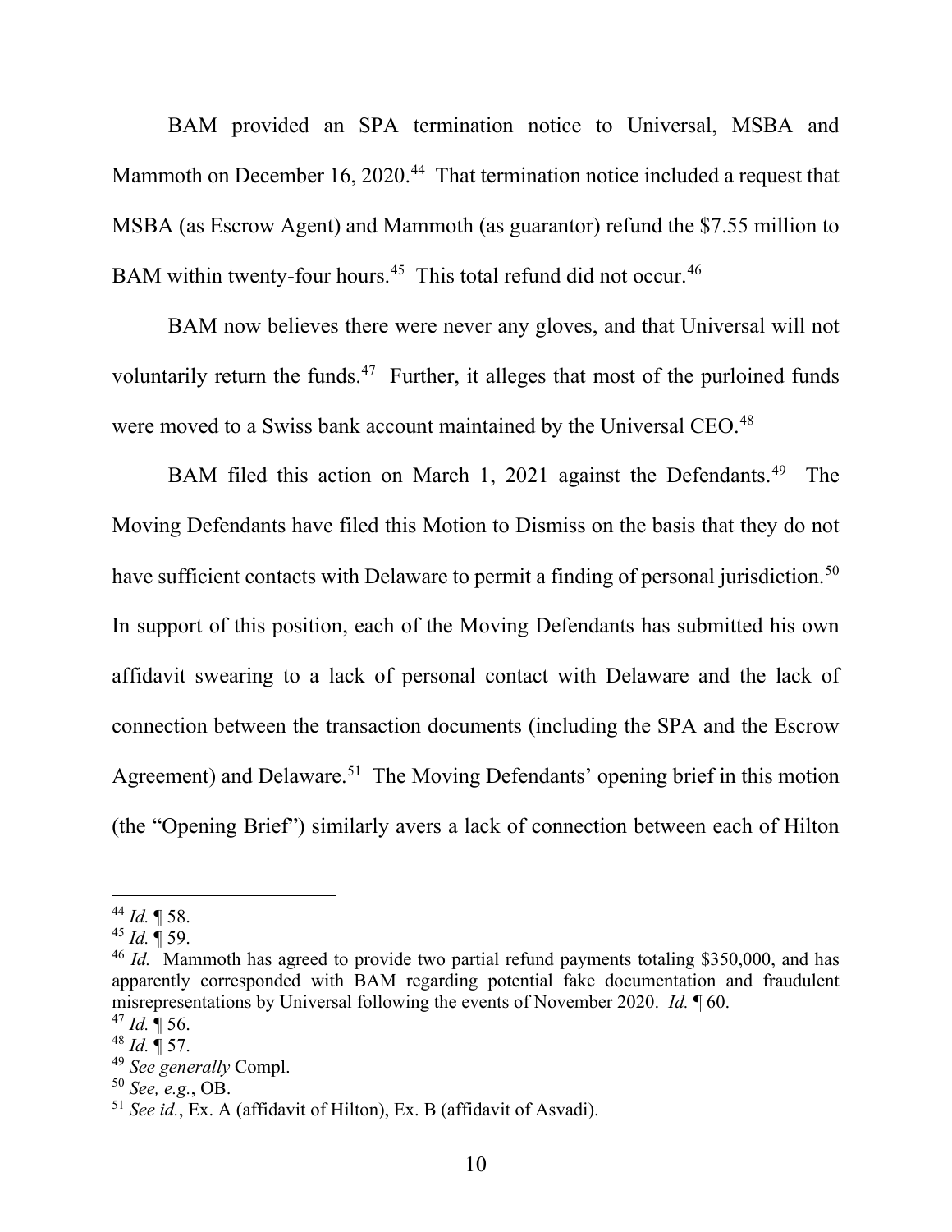BAM provided an SPA termination notice to Universal, MSBA and Mammoth on December 16, 2020.[44] That termination notice included a request that MSBA (as Escrow Agent) and Mammoth (as guarantor) refund the $7.55 million to BAM within twenty-four hours.[45] This total refund did not occur.[46]

BAM now believes there were never any gloves, and that Universal will not voluntarily return the funds.[47] Further, it alleges that most of the purloined funds were moved to a Swiss bank account maintained by the Universal CEO.[48]

BAM filed this action on March 1, 2021 against the Defendants.[49] The Moving Defendants have filed this Motion to Dismiss on the basis that they do not have sufficient contacts with Delaware to permit a finding of personal jurisdiction.[50] In support of this position, each of the Moving Defendants has submitted his own affidavit swearing to a lack of personal contact with Delaware and the lack of connection between the transaction documents (including the SPA and the Escrow Agreement) and Delaware.[51] The Moving Defendants' opening brief in this motion (the "Opening Brief") similarly avers a lack of connection between each of Hilton

---

[44] *Id.* ¶ 58.

[45] *Id.* ¶ 59.

[46] *Id.* Mammoth has agreed to provide two partial refund payments totaling $350,000, and has apparently corresponded with BAM regarding potential fake documentation and fraudulent misrepresentations by Universal following the events of November 2020. *Id.* ¶ 60.

[47] *Id.* ¶ 56.

[48] *Id.* ¶ 57.

[49] *See generally* Compl.

[50] *See, e.g.*, OB.

[51] *See id.*, Ex. A (affidavit of Hilton), Ex. B (affidavit of Asvadi).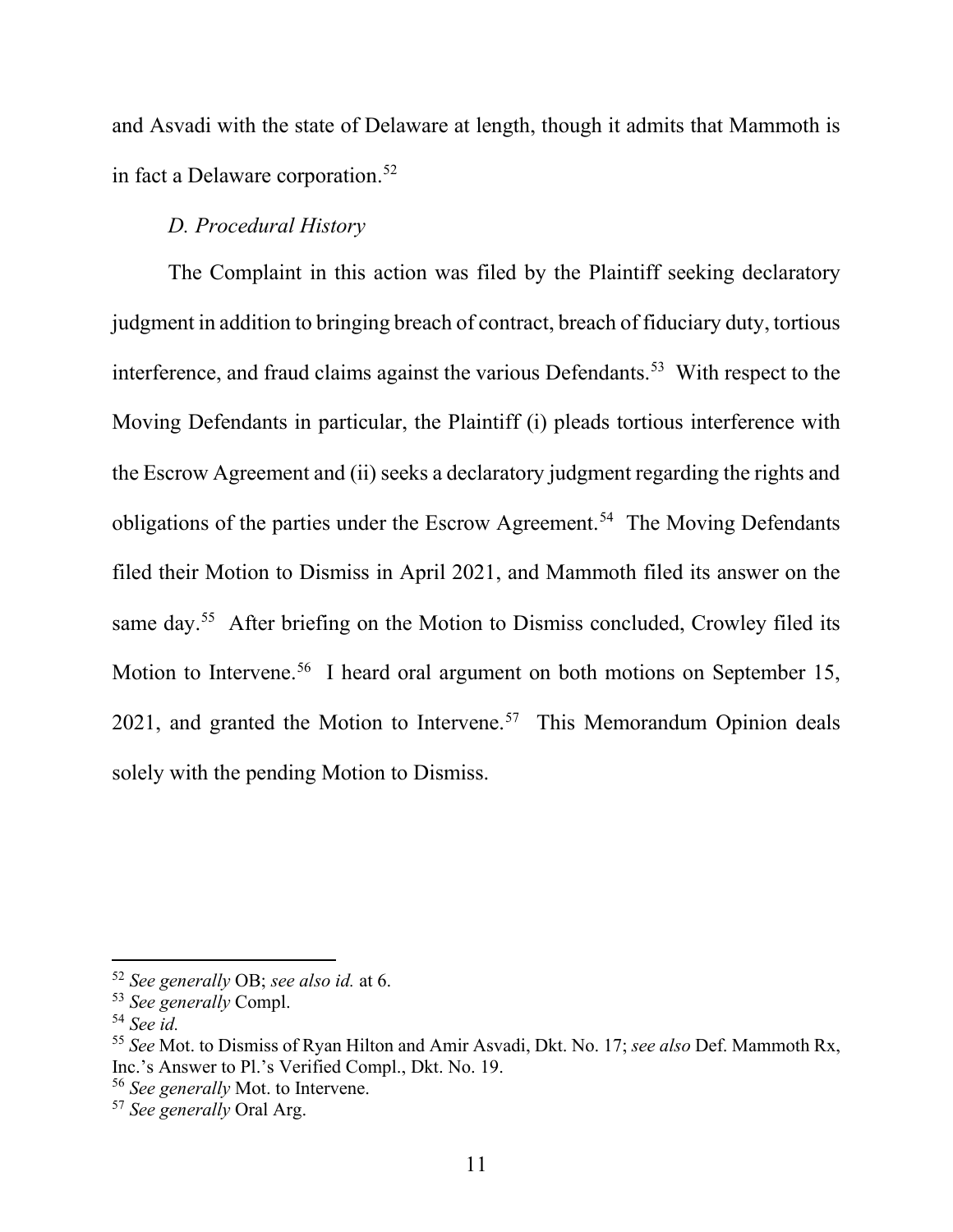and Asvadi with the state of Delaware at length, though it admits that Mammoth is in fact a Delaware corporation.[52]

### *D. Procedural History*

The Complaint in this action was filed by the Plaintiff seeking declaratory judgment in addition to bringing breach of contract, breach of fiduciary duty, tortious interference, and fraud claims against the various Defendants.[53] With respect to the Moving Defendants in particular, the Plaintiff (i) pleads tortious interference with the Escrow Agreement and (ii) seeks a declaratory judgment regarding the rights and obligations of the parties under the Escrow Agreement.[54] The Moving Defendants filed their Motion to Dismiss in April 2021, and Mammoth filed its answer on the same day.[55] After briefing on the Motion to Dismiss concluded, Crowley filed its Motion to Intervene.[56] I heard oral argument on both motions on September 15, 2021, and granted the Motion to Intervene.[57] This Memorandum Opinion deals solely with the pending Motion to Dismiss.

---

[52] *See generally* OB; *see also id.* at 6.

[53] *See generally* Compl.

[54] *See id.*

[55] *See* Mot. to Dismiss of Ryan Hilton and Amir Asvadi, Dkt. No. 17; *see also* Def. Mammoth Rx, Inc.'s Answer to Pl.'s Verified Compl., Dkt. No. 19.

[56] *See generally* Mot. to Intervene.

[57] *See generally* Oral Arg.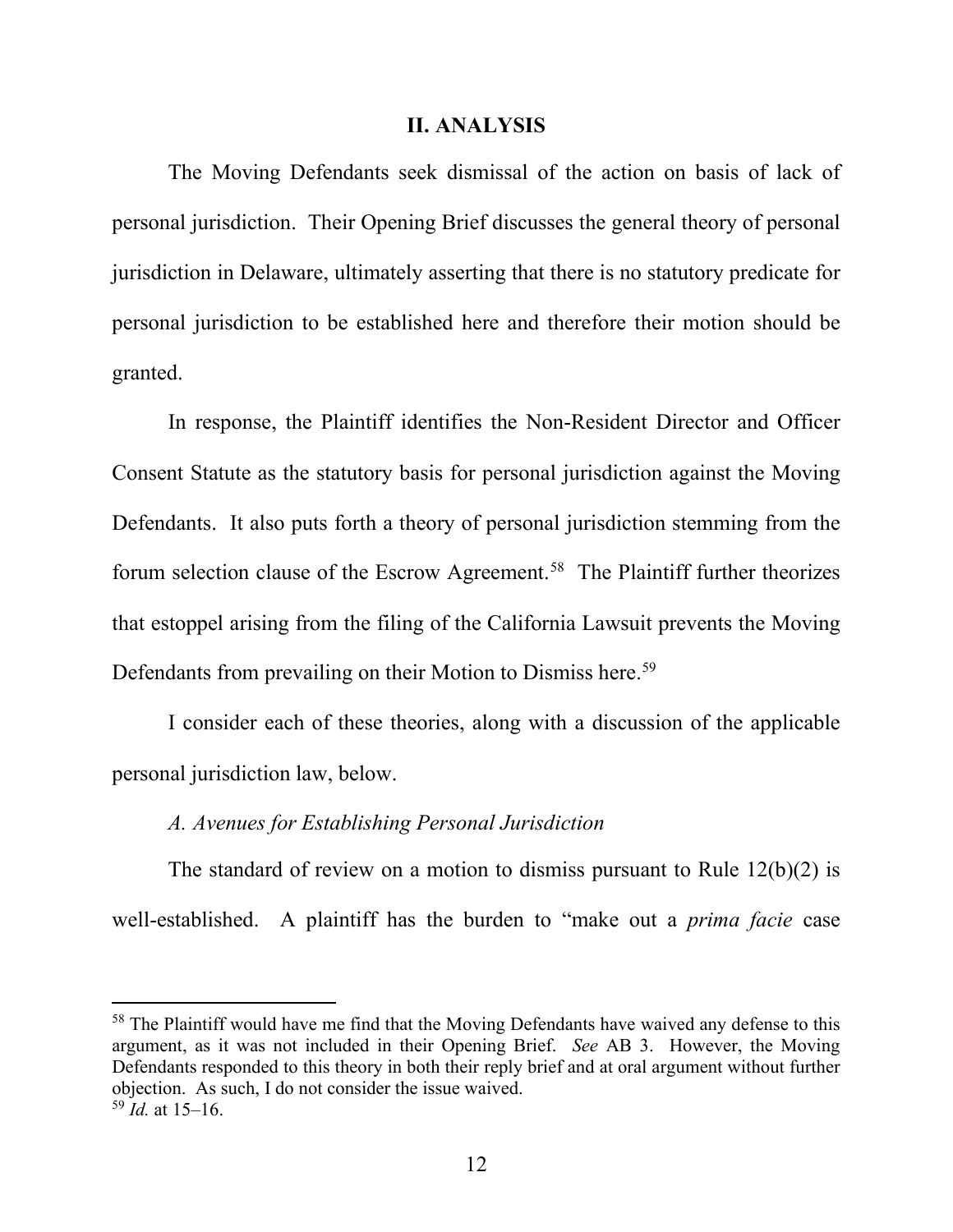## II. ANALYSIS

The Moving Defendants seek dismissal of the action on basis of lack of personal jurisdiction. Their Opening Brief discusses the general theory of personal jurisdiction in Delaware, ultimately asserting that there is no statutory predicate for personal jurisdiction to be established here and therefore their motion should be granted.

In response, the Plaintiff identifies the Non-Resident Director and Officer Consent Statute as the statutory basis for personal jurisdiction against the Moving Defendants. It also puts forth a theory of personal jurisdiction stemming from the forum selection clause of the Escrow Agreement.[58] The Plaintiff further theorizes that estoppel arising from the filing of the California Lawsuit prevents the Moving Defendants from prevailing on their Motion to Dismiss here.[59]

I consider each of these theories, along with a discussion of the applicable personal jurisdiction law, below.

### *A. Avenues for Establishing Personal Jurisdiction*

The standard of review on a motion to dismiss pursuant to Rule 12(b)(2) is well-established. A plaintiff has the burden to "make out a *prima facie* case

---

[58] The Plaintiff would have me find that the Moving Defendants have waived any defense to this argument, as it was not included in their Opening Brief. *See* AB 3. However, the Moving Defendants responded to this theory in both their reply brief and at oral argument without further objection. As such, I do not consider the issue waived.

[59] *Id.* at 15–16.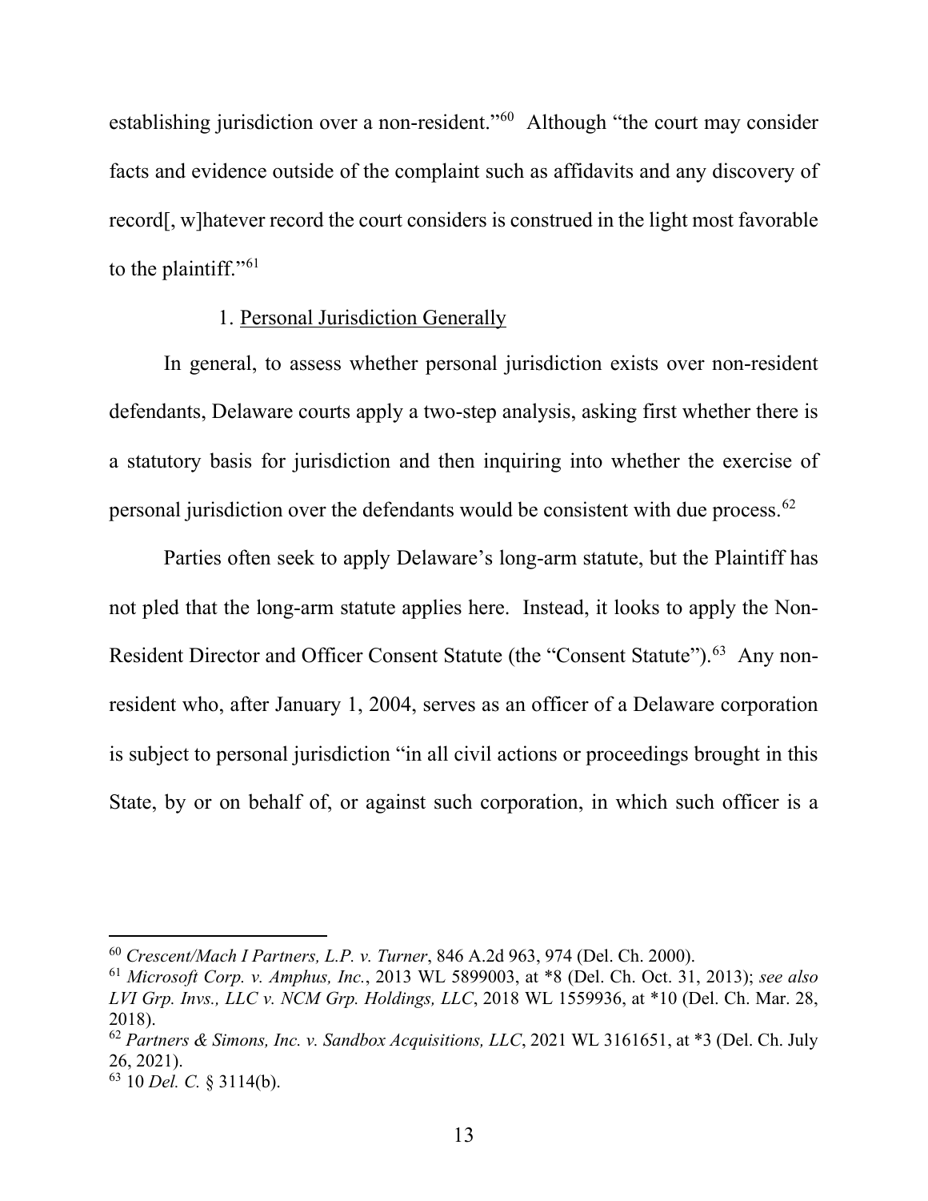establishing jurisdiction over a non-resident."[60] Although "the court may consider facts and evidence outside of the complaint such as affidavits and any discovery of record[, w]hatever record the court considers is construed in the light most favorable to the plaintiff."[61]

1. <u>Personal Jurisdiction Generally</u>

In general, to assess whether personal jurisdiction exists over non-resident defendants, Delaware courts apply a two-step analysis, asking first whether there is a statutory basis for jurisdiction and then inquiring into whether the exercise of personal jurisdiction over the defendants would be consistent with due process.[62]

Parties often seek to apply Delaware's long-arm statute, but the Plaintiff has not pled that the long-arm statute applies here. Instead, it looks to apply the Non-Resident Director and Officer Consent Statute (the "Consent Statute").[63] Any non-resident who, after January 1, 2004, serves as an officer of a Delaware corporation is subject to personal jurisdiction "in all civil actions or proceedings brought in this State, by or on behalf of, or against such corporation, in which such officer is a

---

[60] *Crescent/Mach I Partners, L.P. v. Turner*, 846 A.2d 963, 974 (Del. Ch. 2000).

[61] *Microsoft Corp. v. Amphus, Inc.*, 2013 WL 5899003, at *8 (Del. Ch. Oct. 31, 2013); *see also LVI Grp. Invs., LLC v. NCM Grp. Holdings, LLC*, 2018 WL 1559936, at *10 (Del. Ch. Mar. 28, 2018).

[62] *Partners & Simons, Inc. v. Sandbox Acquisitions, LLC*, 2021 WL 3161651, at *3 (Del. Ch. July 26, 2021).

[63] 10 *Del. C.* § 3114(b).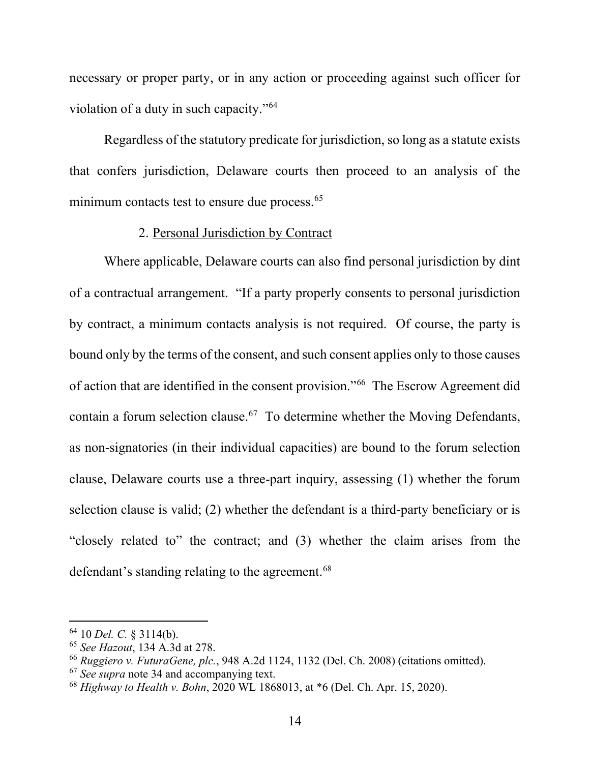necessary or proper party, or in any action or proceeding against such officer for violation of a duty in such capacity."[64]

Regardless of the statutory predicate for jurisdiction, so long as a statute exists that confers jurisdiction, Delaware courts then proceed to an analysis of the minimum contacts test to ensure due process.[65]

2. Personal Jurisdiction by Contract

Where applicable, Delaware courts can also find personal jurisdiction by dint of a contractual arrangement. "If a party properly consents to personal jurisdiction by contract, a minimum contacts analysis is not required. Of course, the party is bound only by the terms of the consent, and such consent applies only to those causes of action that are identified in the consent provision."[66] The Escrow Agreement did contain a forum selection clause.[67] To determine whether the Moving Defendants, as non-signatories (in their individual capacities) are bound to the forum selection clause, Delaware courts use a three-part inquiry, assessing (1) whether the forum selection clause is valid; (2) whether the defendant is a third-party beneficiary or is "closely related to" the contract; and (3) whether the claim arises from the defendant's standing relating to the agreement.[68]

---

[64] 10 *Del. C.* § 3114(b).

[65] *See Hazout*, 134 A.3d at 278.

[66] *Ruggiero v. FuturaGene, plc.*, 948 A.2d 1124, 1132 (Del. Ch. 2008) (citations omitted).

[67] *See supra* note 34 and accompanying text.

[68] *Highway to Health v. Bohn*, 2020 WL 1868013, at *6 (Del. Ch. Apr. 15, 2020).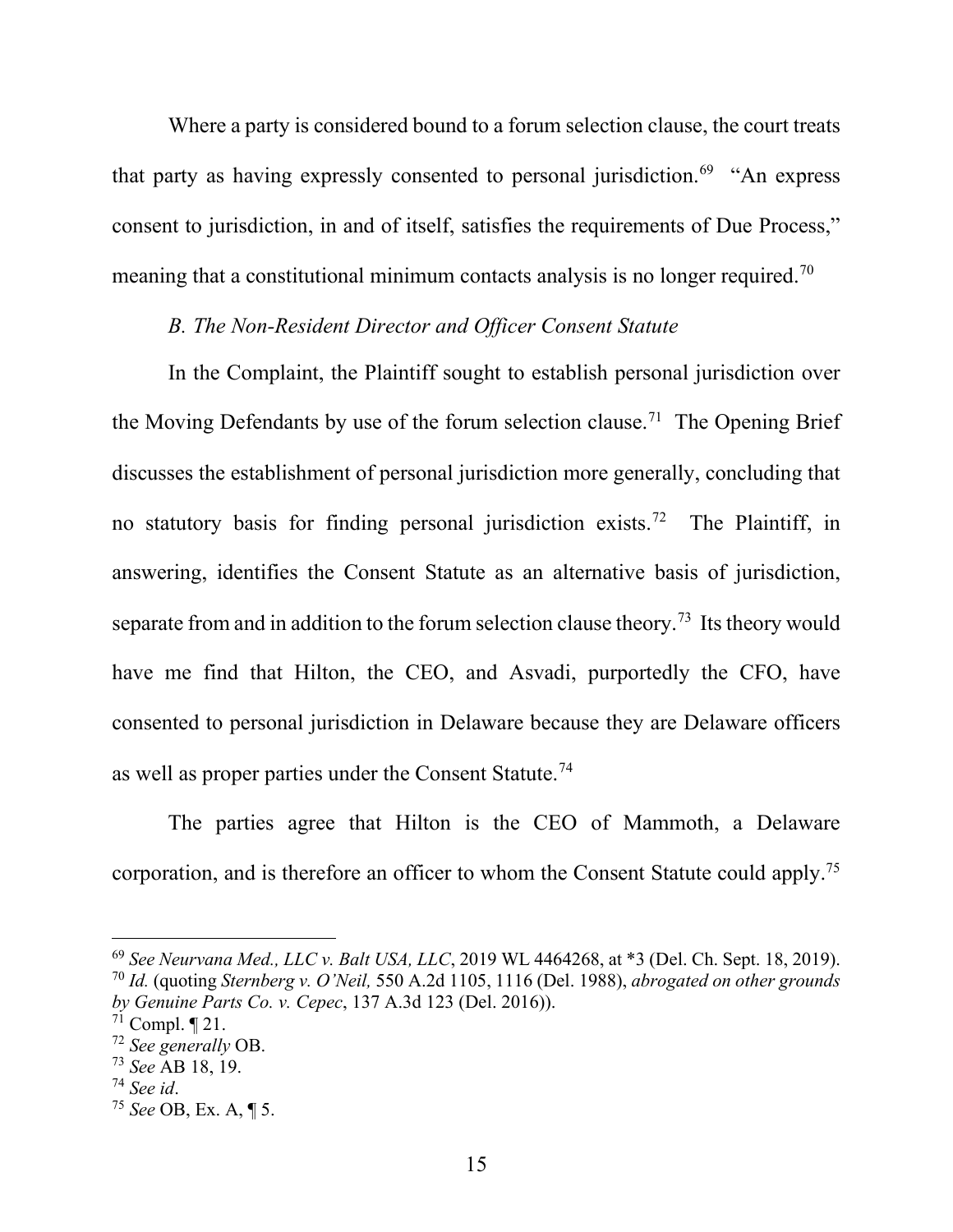Where a party is considered bound to a forum selection clause, the court treats that party as having expressly consented to personal jurisdiction.[69] "An express consent to jurisdiction, in and of itself, satisfies the requirements of Due Process," meaning that a constitutional minimum contacts analysis is no longer required.[70]

*B. The Non-Resident Director and Officer Consent Statute*

In the Complaint, the Plaintiff sought to establish personal jurisdiction over the Moving Defendants by use of the forum selection clause.[71] The Opening Brief discusses the establishment of personal jurisdiction more generally, concluding that no statutory basis for finding personal jurisdiction exists.[72] The Plaintiff, in answering, identifies the Consent Statute as an alternative basis of jurisdiction, separate from and in addition to the forum selection clause theory.[73] Its theory would have me find that Hilton, the CEO, and Asvadi, purportedly the CFO, have consented to personal jurisdiction in Delaware because they are Delaware officers as well as proper parties under the Consent Statute.[74]

The parties agree that Hilton is the CEO of Mammoth, a Delaware corporation, and is therefore an officer to whom the Consent Statute could apply.[75]

---

[69] *See Neurvana Med., LLC v. Balt USA, LLC*, 2019 WL 4464268, at *3 (Del. Ch. Sept. 18, 2019).

[70] *Id.* (quoting *Sternberg v. O'Neil,* 550 A.2d 1105, 1116 (Del. 1988), *abrogated on other grounds by Genuine Parts Co. v. Cepec*, 137 A.3d 123 (Del. 2016)).

[71] Compl. ¶ 21.

[72] *See generally* OB.

[73] *See* AB 18, 19.

[74] *See id*.

[75] *See* OB, Ex. A, ¶ 5.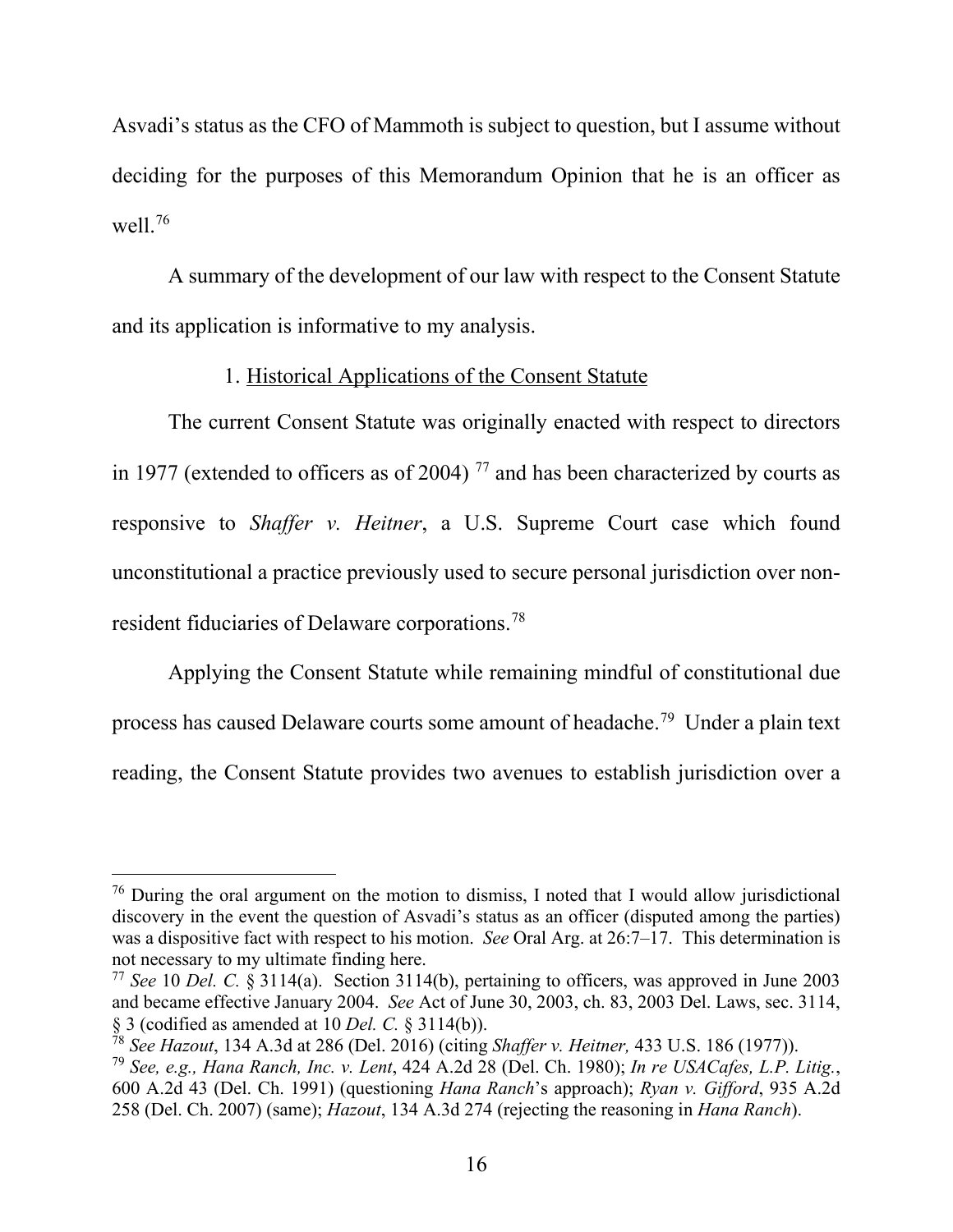Asvadi's status as the CFO of Mammoth is subject to question, but I assume without deciding for the purposes of this Memorandum Opinion that he is an officer as well.[76]

A summary of the development of our law with respect to the Consent Statute and its application is informative to my analysis.

1. Historical Applications of the Consent Statute

The current Consent Statute was originally enacted with respect to directors in 1977 (extended to officers as of 2004) [77] and has been characterized by courts as responsive to *Shaffer v. Heitner*, a U.S. Supreme Court case which found unconstitutional a practice previously used to secure personal jurisdiction over non-resident fiduciaries of Delaware corporations.[78]

Applying the Consent Statute while remaining mindful of constitutional due process has caused Delaware courts some amount of headache.[79] Under a plain text reading, the Consent Statute provides two avenues to establish jurisdiction over a

---

[76] During the oral argument on the motion to dismiss, I noted that I would allow jurisdictional discovery in the event the question of Asvadi's status as an officer (disputed among the parties) was a dispositive fact with respect to his motion. *See* Oral Arg. at 26:7–17. This determination is not necessary to my ultimate finding here.

[77] *See* 10 *Del. C.* § 3114(a). Section 3114(b), pertaining to officers, was approved in June 2003 and became effective January 2004. *See* Act of June 30, 2003, ch. 83, 2003 Del. Laws, sec. 3114, § 3 (codified as amended at 10 *Del. C.* § 3114(b)).

[78] *See Hazout*, 134 A.3d at 286 (Del. 2016) (citing *Shaffer v. Heitner,* 433 U.S. 186 (1977)).

[79] *See, e.g., Hana Ranch, Inc. v. Lent*, 424 A.2d 28 (Del. Ch. 1980); *In re USACafes, L.P. Litig.*, 600 A.2d 43 (Del. Ch. 1991) (questioning *Hana Ranch*'s approach); *Ryan v. Gifford*, 935 A.2d 258 (Del. Ch. 2007) (same); *Hazout*, 134 A.3d 274 (rejecting the reasoning in *Hana Ranch*).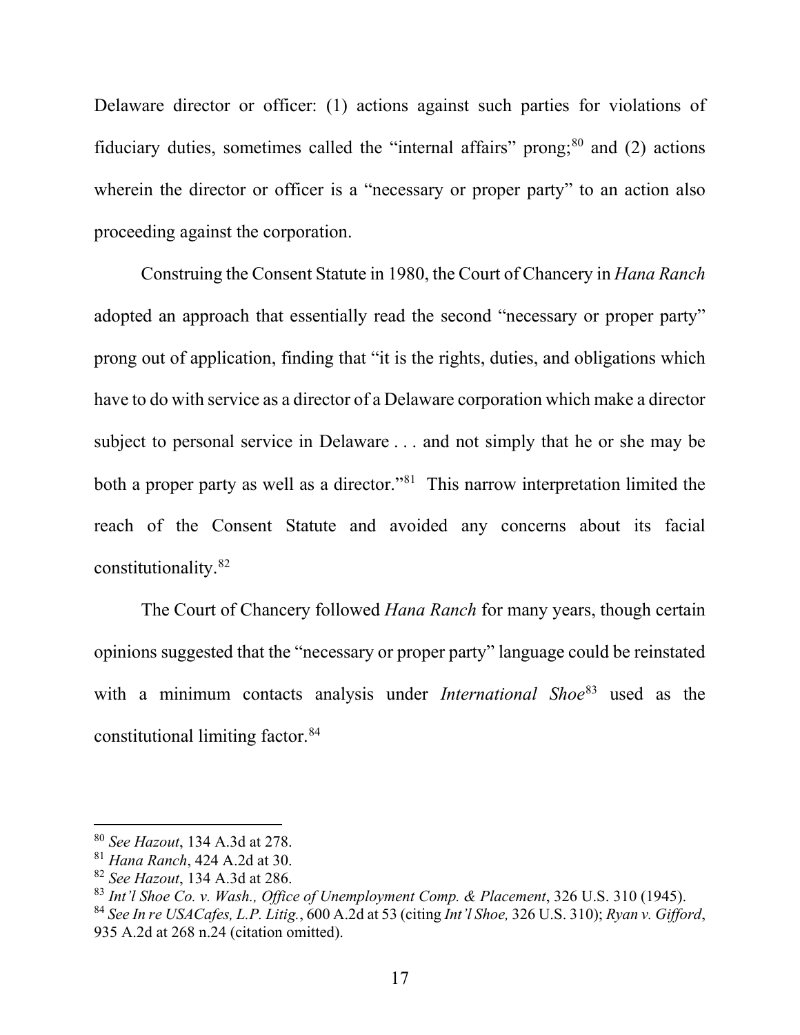Delaware director or officer: (1) actions against such parties for violations of fiduciary duties, sometimes called the "internal affairs" prong;[80] and (2) actions wherein the director or officer is a "necessary or proper party" to an action also proceeding against the corporation.

Construing the Consent Statute in 1980, the Court of Chancery in *Hana Ranch* adopted an approach that essentially read the second "necessary or proper party" prong out of application, finding that "it is the rights, duties, and obligations which have to do with service as a director of a Delaware corporation which make a director subject to personal service in Delaware . . . and not simply that he or she may be both a proper party as well as a director."[81] This narrow interpretation limited the reach of the Consent Statute and avoided any concerns about its facial constitutionality.[82]

The Court of Chancery followed *Hana Ranch* for many years, though certain opinions suggested that the "necessary or proper party" language could be reinstated with a minimum contacts analysis under *International Shoe*[83] used as the constitutional limiting factor.[84]

---

[80] *See Hazout*, 134 A.3d at 278.

[81] *Hana Ranch*, 424 A.2d at 30.

[82] *See Hazout*, 134 A.3d at 286.

[83] *Int'l Shoe Co. v. Wash., Office of Unemployment Comp. & Placement*, 326 U.S. 310 (1945).

[84] *See In re USACafes, L.P. Litig.*, 600 A.2d at 53 (citing *Int'l Shoe,* 326 U.S. 310); *Ryan v. Gifford*, 935 A.2d at 268 n.24 (citation omitted).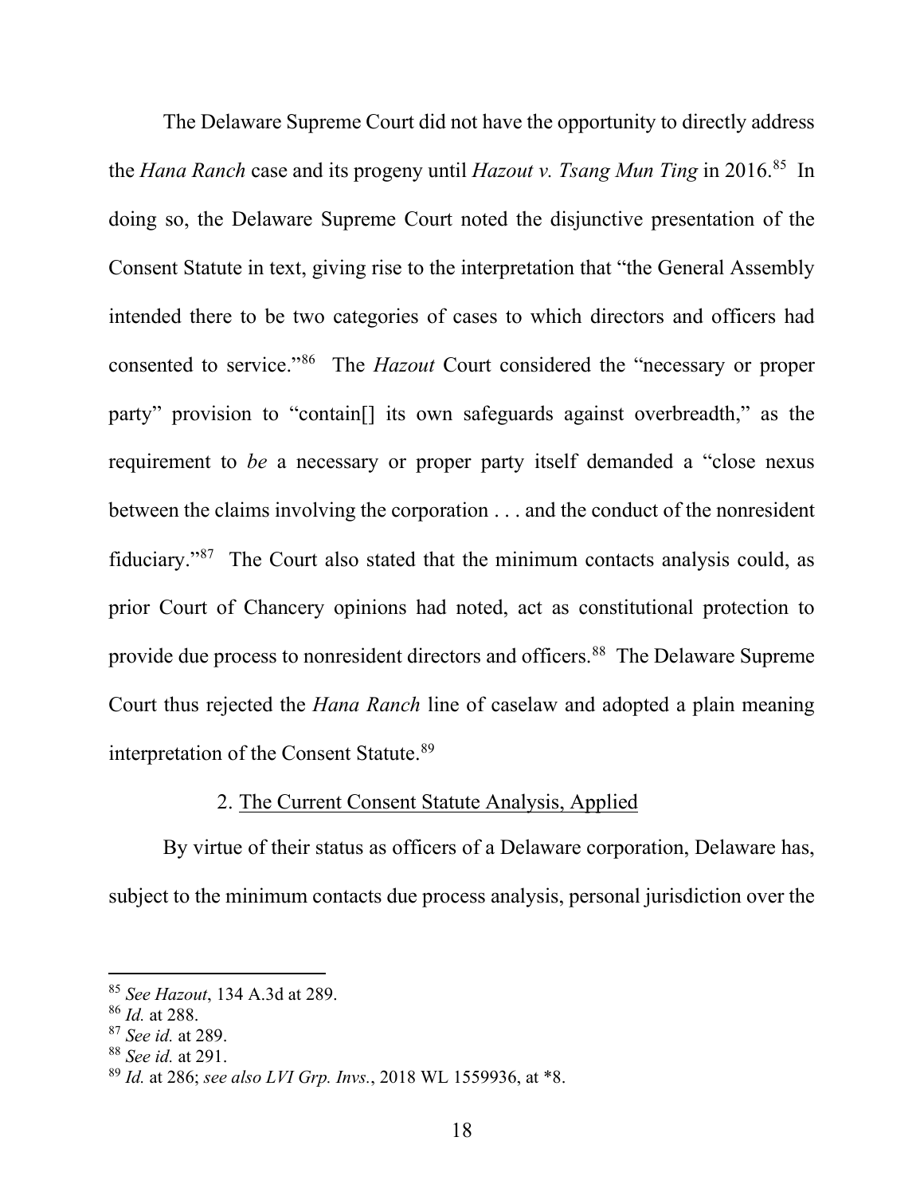The Delaware Supreme Court did not have the opportunity to directly address the *Hana Ranch* case and its progeny until *Hazout v. Tsang Mun Ting* in 2016.[85] In doing so, the Delaware Supreme Court noted the disjunctive presentation of the Consent Statute in text, giving rise to the interpretation that "the General Assembly intended there to be two categories of cases to which directors and officers had consented to service."[86] The *Hazout* Court considered the "necessary or proper party" provision to "contain[] its own safeguards against overbreadth," as the requirement to *be* a necessary or proper party itself demanded a "close nexus between the claims involving the corporation . . . and the conduct of the nonresident fiduciary."[87] The Court also stated that the minimum contacts analysis could, as prior Court of Chancery opinions had noted, act as constitutional protection to provide due process to nonresident directors and officers.[88] The Delaware Supreme Court thus rejected the *Hana Ranch* line of caselaw and adopted a plain meaning interpretation of the Consent Statute.[89]

2. <u>The Current Consent Statute Analysis, Applied</u>

By virtue of their status as officers of a Delaware corporation, Delaware has, subject to the minimum contacts due process analysis, personal jurisdiction over the

---

[85] *See Hazout*, 134 A.3d at 289.

[86] *Id.* at 288.

[87] *See id.* at 289.

[88] *See id.* at 291.

[89] *Id.* at 286; *see also LVI Grp. Invs.*, 2018 WL 1559936, at *8.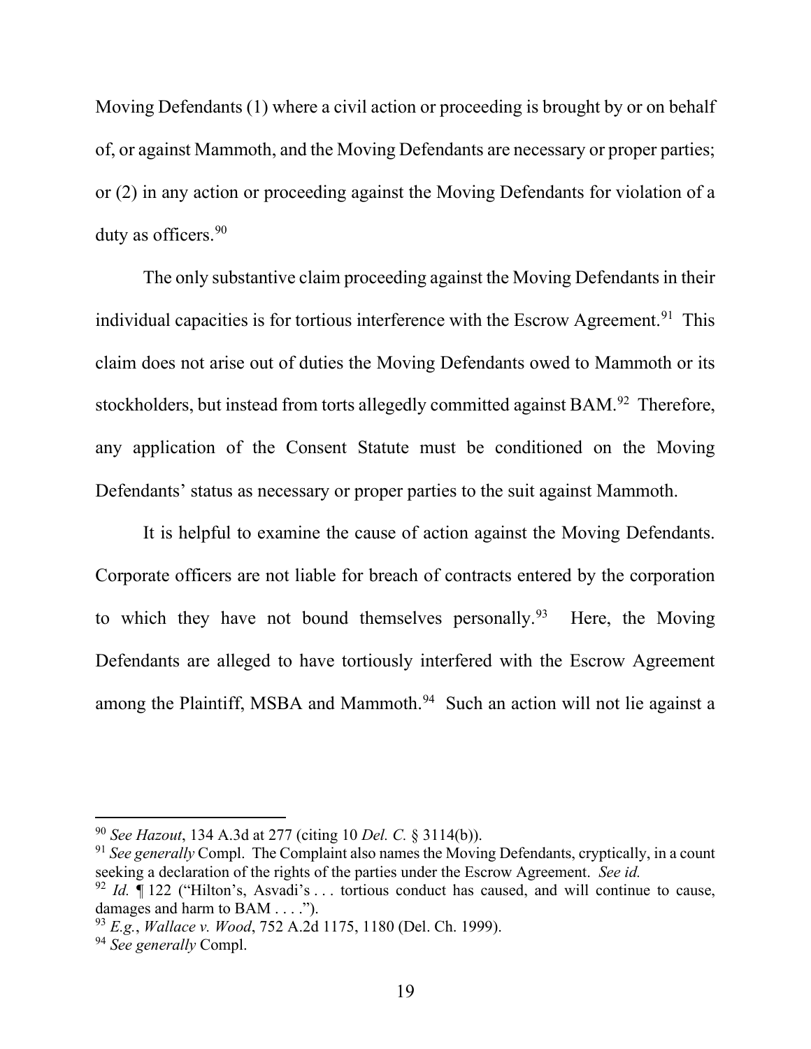Moving Defendants (1) where a civil action or proceeding is brought by or on behalf of, or against Mammoth, and the Moving Defendants are necessary or proper parties; or (2) in any action or proceeding against the Moving Defendants for violation of a duty as officers.[90]

The only substantive claim proceeding against the Moving Defendants in their individual capacities is for tortious interference with the Escrow Agreement.[91] This claim does not arise out of duties the Moving Defendants owed to Mammoth or its stockholders, but instead from torts allegedly committed against BAM.[92] Therefore, any application of the Consent Statute must be conditioned on the Moving Defendants' status as necessary or proper parties to the suit against Mammoth.

It is helpful to examine the cause of action against the Moving Defendants. Corporate officers are not liable for breach of contracts entered by the corporation to which they have not bound themselves personally.[93] Here, the Moving Defendants are alleged to have tortiously interfered with the Escrow Agreement among the Plaintiff, MSBA and Mammoth.[94] Such an action will not lie against a

---

[90] *See Hazout*, 134 A.3d at 277 (citing 10 *Del. C.* § 3114(b)).

[91] *See generally* Compl. The Complaint also names the Moving Defendants, cryptically, in a count seeking a declaration of the rights of the parties under the Escrow Agreement. *See id.*

[92] *Id.* ¶ 122 ("Hilton's, Asvadi's . . . tortious conduct has caused, and will continue to cause, damages and harm to BAM . . . .").

[93] *E.g.*, *Wallace v. Wood*, 752 A.2d 1175, 1180 (Del. Ch. 1999).

[94] *See generally* Compl.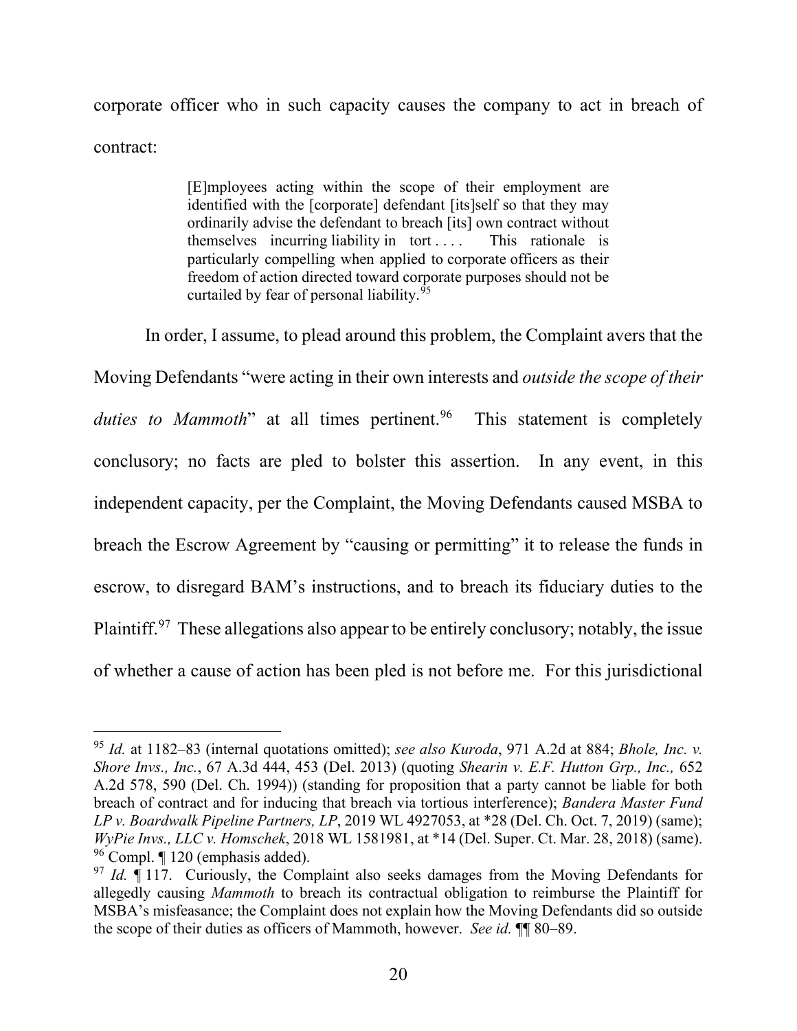corporate officer who in such capacity causes the company to act in breach of contract:

> [E]mployees acting within the scope of their employment are identified with the [corporate] defendant [its]self so that they may ordinarily advise the defendant to breach [its] own contract without themselves incurring liability in tort . . . . This rationale is particularly compelling when applied to corporate officers as their freedom of action directed toward corporate purposes should not be curtailed by fear of personal liability.[95]

In order, I assume, to plead around this problem, the Complaint avers that the Moving Defendants "were acting in their own interests and *outside the scope of their duties to Mammoth*" at all times pertinent.[96] This statement is completely conclusory; no facts are pled to bolster this assertion. In any event, in this independent capacity, per the Complaint, the Moving Defendants caused MSBA to breach the Escrow Agreement by "causing or permitting" it to release the funds in escrow, to disregard BAM's instructions, and to breach its fiduciary duties to the Plaintiff.[97] These allegations also appear to be entirely conclusory; notably, the issue of whether a cause of action has been pled is not before me. For this jurisdictional

---

[95] *Id.* at 1182–83 (internal quotations omitted); *see also Kuroda*, 971 A.2d at 884; *Bhole, Inc. v. Shore Invs., Inc.*, 67 A.3d 444, 453 (Del. 2013) (quoting *Shearin v. E.F. Hutton Grp., Inc.,* 652 A.2d 578, 590 (Del. Ch. 1994)) (standing for proposition that a party cannot be liable for both breach of contract and for inducing that breach via tortious interference); *Bandera Master Fund LP v. Boardwalk Pipeline Partners, LP*, 2019 WL 4927053, at *28 (Del. Ch. Oct. 7, 2019) (same); *WyPie Invs., LLC v. Homschek*, 2018 WL 1581981, at *14 (Del. Super. Ct. Mar. 28, 2018) (same).

[96] Compl. ¶ 120 (emphasis added).

[97] *Id.* ¶ 117. Curiously, the Complaint also seeks damages from the Moving Defendants for allegedly causing *Mammoth* to breach its contractual obligation to reimburse the Plaintiff for MSBA's misfeasance; the Complaint does not explain how the Moving Defendants did so outside the scope of their duties as officers of Mammoth, however. *See id.* ¶¶ 80–89.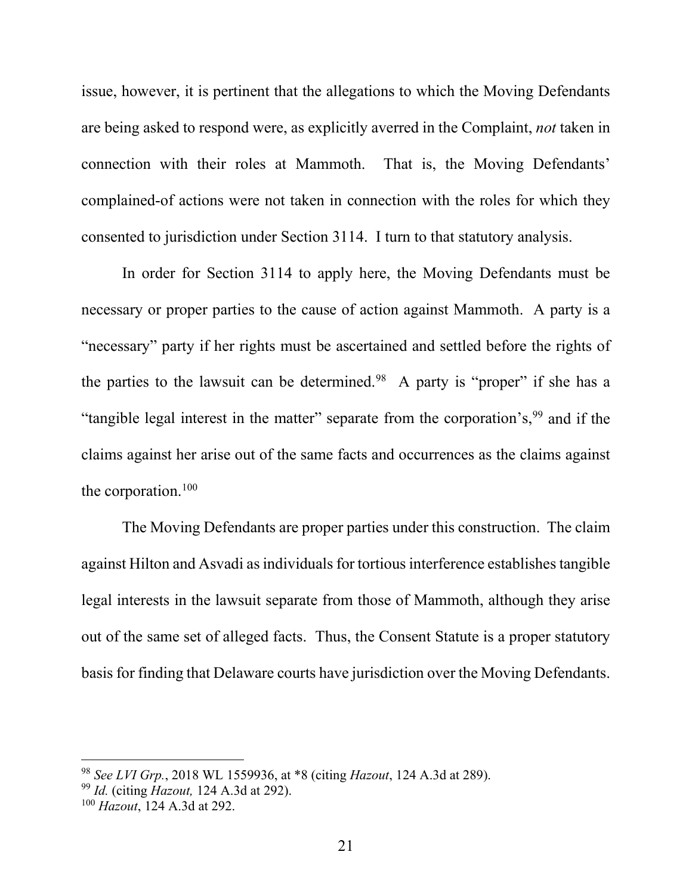issue, however, it is pertinent that the allegations to which the Moving Defendants are being asked to respond were, as explicitly averred in the Complaint, *not* taken in connection with their roles at Mammoth. That is, the Moving Defendants' complained-of actions were not taken in connection with the roles for which they consented to jurisdiction under Section 3114. I turn to that statutory analysis.

In order for Section 3114 to apply here, the Moving Defendants must be necessary or proper parties to the cause of action against Mammoth. A party is a "necessary" party if her rights must be ascertained and settled before the rights of the parties to the lawsuit can be determined.[98] A party is "proper" if she has a "tangible legal interest in the matter" separate from the corporation's,[99] and if the claims against her arise out of the same facts and occurrences as the claims against the corporation.[100]

The Moving Defendants are proper parties under this construction. The claim against Hilton and Asvadi as individuals for tortious interference establishes tangible legal interests in the lawsuit separate from those of Mammoth, although they arise out of the same set of alleged facts. Thus, the Consent Statute is a proper statutory basis for finding that Delaware courts have jurisdiction over the Moving Defendants.

---

[98] *See LVI Grp.*, 2018 WL 1559936, at *8 (citing *Hazout*, 124 A.3d at 289).

[99] *Id.* (citing *Hazout,* 124 A.3d at 292).

[100] *Hazout*, 124 A.3d at 292.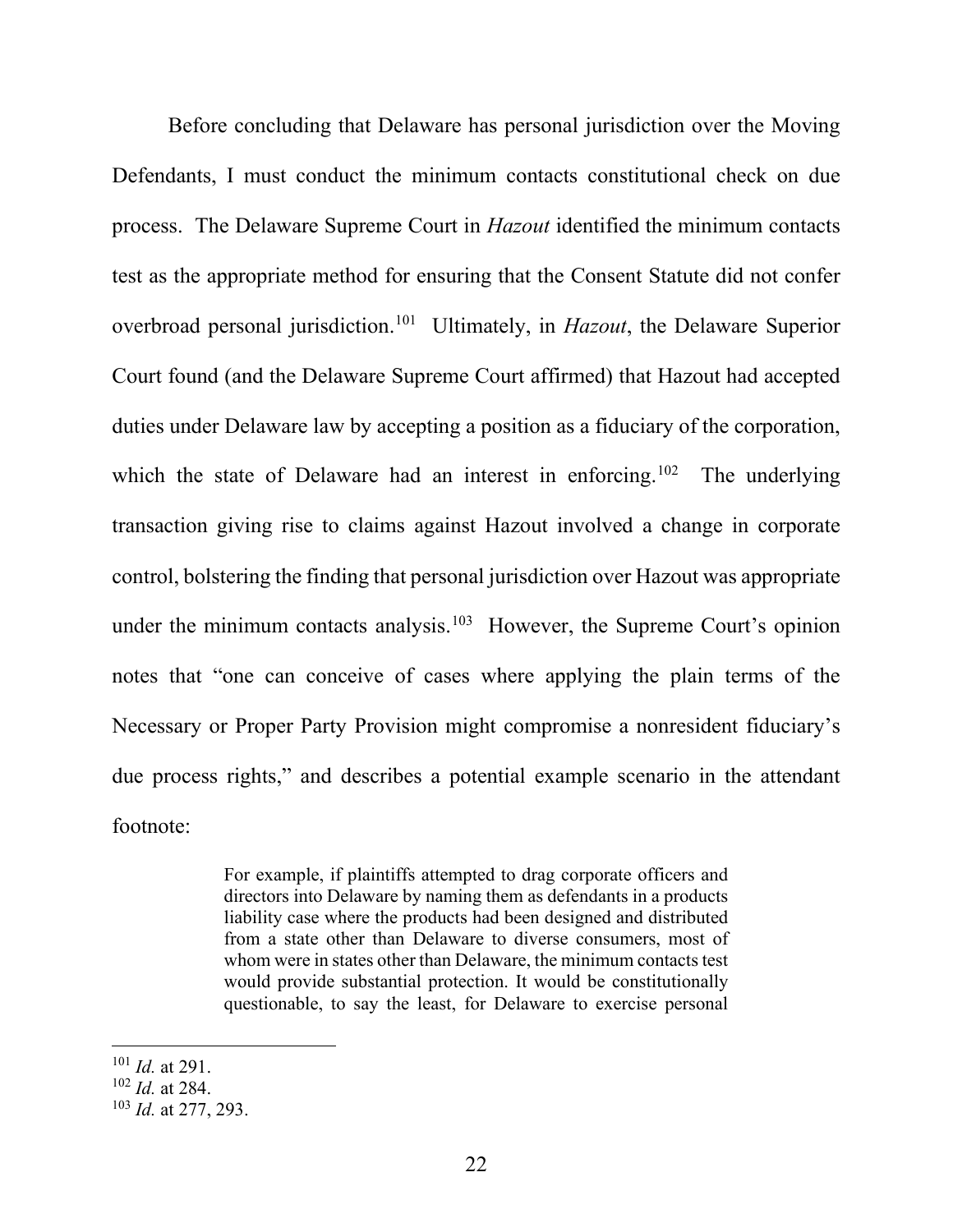Before concluding that Delaware has personal jurisdiction over the Moving Defendants, I must conduct the minimum contacts constitutional check on due process. The Delaware Supreme Court in *Hazout* identified the minimum contacts test as the appropriate method for ensuring that the Consent Statute did not confer overbroad personal jurisdiction.[101] Ultimately, in *Hazout*, the Delaware Superior Court found (and the Delaware Supreme Court affirmed) that Hazout had accepted duties under Delaware law by accepting a position as a fiduciary of the corporation, which the state of Delaware had an interest in enforcing.[102] The underlying transaction giving rise to claims against Hazout involved a change in corporate control, bolstering the finding that personal jurisdiction over Hazout was appropriate under the minimum contacts analysis.[103] However, the Supreme Court's opinion notes that "one can conceive of cases where applying the plain terms of the Necessary or Proper Party Provision might compromise a nonresident fiduciary's due process rights," and describes a potential example scenario in the attendant footnote:

> For example, if plaintiffs attempted to drag corporate officers and directors into Delaware by naming them as defendants in a products liability case where the products had been designed and distributed from a state other than Delaware to diverse consumers, most of whom were in states other than Delaware, the minimum contacts test would provide substantial protection. It would be constitutionally questionable, to say the least, for Delaware to exercise personal

---

[101] *Id.* at 291.

[102] *Id.* at 284.

[103] *Id.* at 277, 293.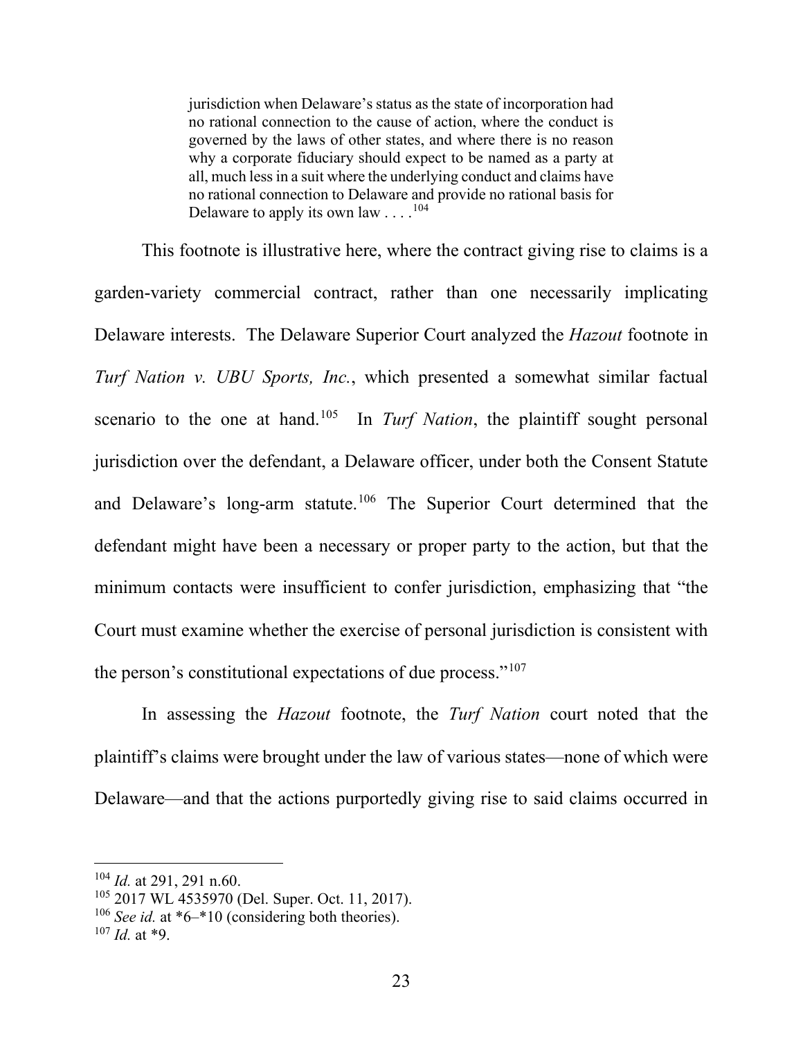> jurisdiction when Delaware's status as the state of incorporation had no rational connection to the cause of action, where the conduct is governed by the laws of other states, and where there is no reason why a corporate fiduciary should expect to be named as a party at all, much less in a suit where the underlying conduct and claims have no rational connection to Delaware and provide no rational basis for Delaware to apply its own law . . . .[104]

This footnote is illustrative here, where the contract giving rise to claims is a garden-variety commercial contract, rather than one necessarily implicating Delaware interests. The Delaware Superior Court analyzed the *Hazout* footnote in *Turf Nation v. UBU Sports, Inc.*, which presented a somewhat similar factual scenario to the one at hand.[105] In *Turf Nation*, the plaintiff sought personal jurisdiction over the defendant, a Delaware officer, under both the Consent Statute and Delaware's long-arm statute.[106] The Superior Court determined that the defendant might have been a necessary or proper party to the action, but that the minimum contacts were insufficient to confer jurisdiction, emphasizing that "the Court must examine whether the exercise of personal jurisdiction is consistent with the person's constitutional expectations of due process."[107]

In assessing the *Hazout* footnote, the *Turf Nation* court noted that the plaintiff's claims were brought under the law of various states—none of which were Delaware—and that the actions purportedly giving rise to said claims occurred in

---

[104] *Id.* at 291, 291 n.60.

[105] 2017 WL 4535970 (Del. Super. Oct. 11, 2017).

[106] *See id.* at *6–*10 (considering both theories).

[107] *Id.* at *9.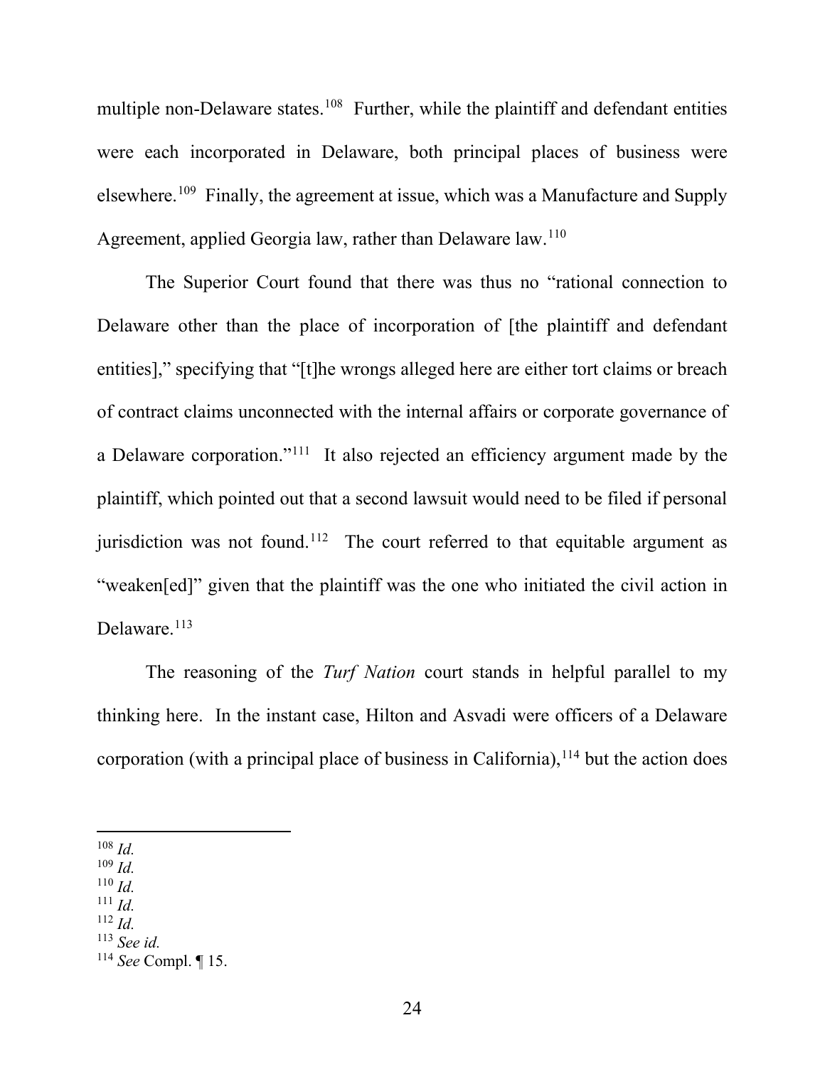multiple non-Delaware states.[108] Further, while the plaintiff and defendant entities were each incorporated in Delaware, both principal places of business were elsewhere.[109] Finally, the agreement at issue, which was a Manufacture and Supply Agreement, applied Georgia law, rather than Delaware law.[110]

The Superior Court found that there was thus no "rational connection to Delaware other than the place of incorporation of [the plaintiff and defendant entities]," specifying that "[t]he wrongs alleged here are either tort claims or breach of contract claims unconnected with the internal affairs or corporate governance of a Delaware corporation."[111] It also rejected an efficiency argument made by the plaintiff, which pointed out that a second lawsuit would need to be filed if personal jurisdiction was not found.[112] The court referred to that equitable argument as "weaken[ed]" given that the plaintiff was the one who initiated the civil action in Delaware.[113]

The reasoning of the *Turf Nation* court stands in helpful parallel to my thinking here. In the instant case, Hilton and Asvadi were officers of a Delaware corporation (with a principal place of business in California),[114] but the action does

---

[108] *Id.*
[109] *Id.*
[110] *Id.*
[111] *Id.*
[112] *Id.*
[113] *See id.*
[114] *See* Compl. ¶ 15.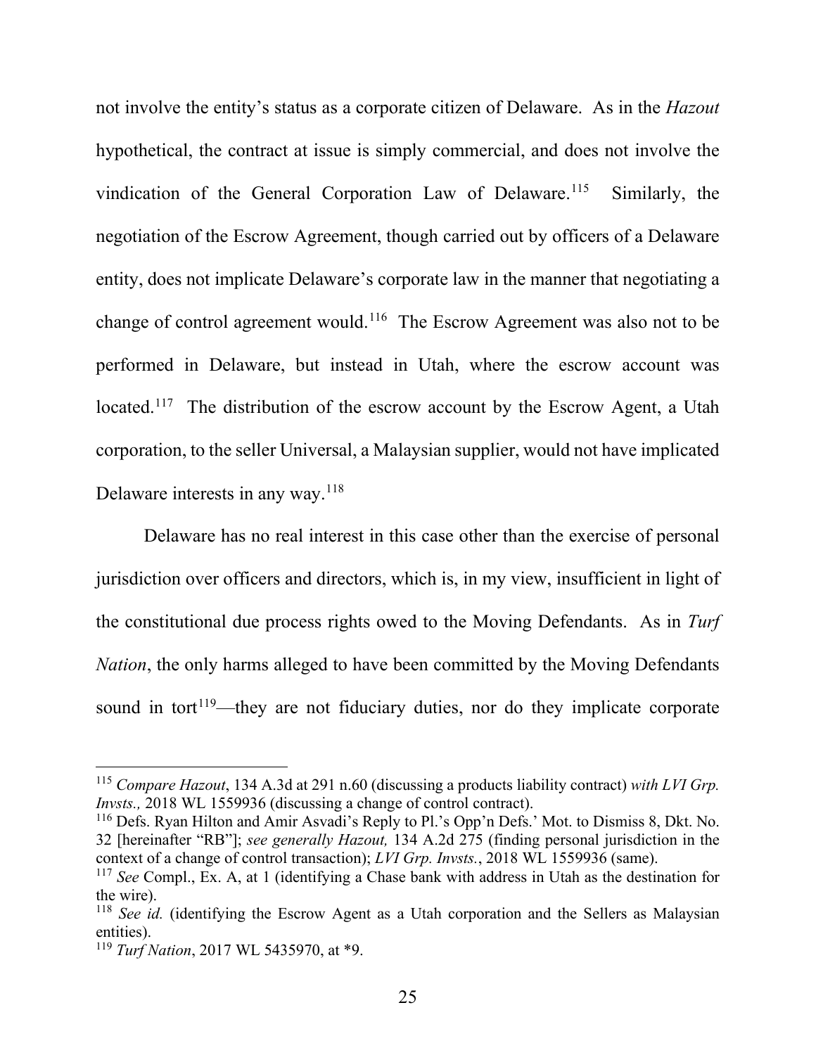not involve the entity's status as a corporate citizen of Delaware. As in the *Hazout* hypothetical, the contract at issue is simply commercial, and does not involve the vindication of the General Corporation Law of Delaware.[115] Similarly, the negotiation of the Escrow Agreement, though carried out by officers of a Delaware entity, does not implicate Delaware's corporate law in the manner that negotiating a change of control agreement would.[116] The Escrow Agreement was also not to be performed in Delaware, but instead in Utah, where the escrow account was located.[117] The distribution of the escrow account by the Escrow Agent, a Utah corporation, to the seller Universal, a Malaysian supplier, would not have implicated Delaware interests in any way.[118]

Delaware has no real interest in this case other than the exercise of personal jurisdiction over officers and directors, which is, in my view, insufficient in light of the constitutional due process rights owed to the Moving Defendants. As in *Turf Nation*, the only harms alleged to have been committed by the Moving Defendants sound in tort[119]—they are not fiduciary duties, nor do they implicate corporate

---

[115] *Compare Hazout*, 134 A.3d at 291 n.60 (discussing a products liability contract) *with LVI Grp. Invsts.,* 2018 WL 1559936 (discussing a change of control contract).

[116] Defs. Ryan Hilton and Amir Asvadi's Reply to Pl.'s Opp'n Defs.' Mot. to Dismiss 8, Dkt. No. 32 [hereinafter "RB"]; *see generally Hazout,* 134 A.2d 275 (finding personal jurisdiction in the context of a change of control transaction); *LVI Grp. Invsts.*, 2018 WL 1559936 (same).

[117] *See* Compl., Ex. A, at 1 (identifying a Chase bank with address in Utah as the destination for the wire).

[118] *See id.* (identifying the Escrow Agent as a Utah corporation and the Sellers as Malaysian entities).

[119] *Turf Nation*, 2017 WL 5435970, at *9.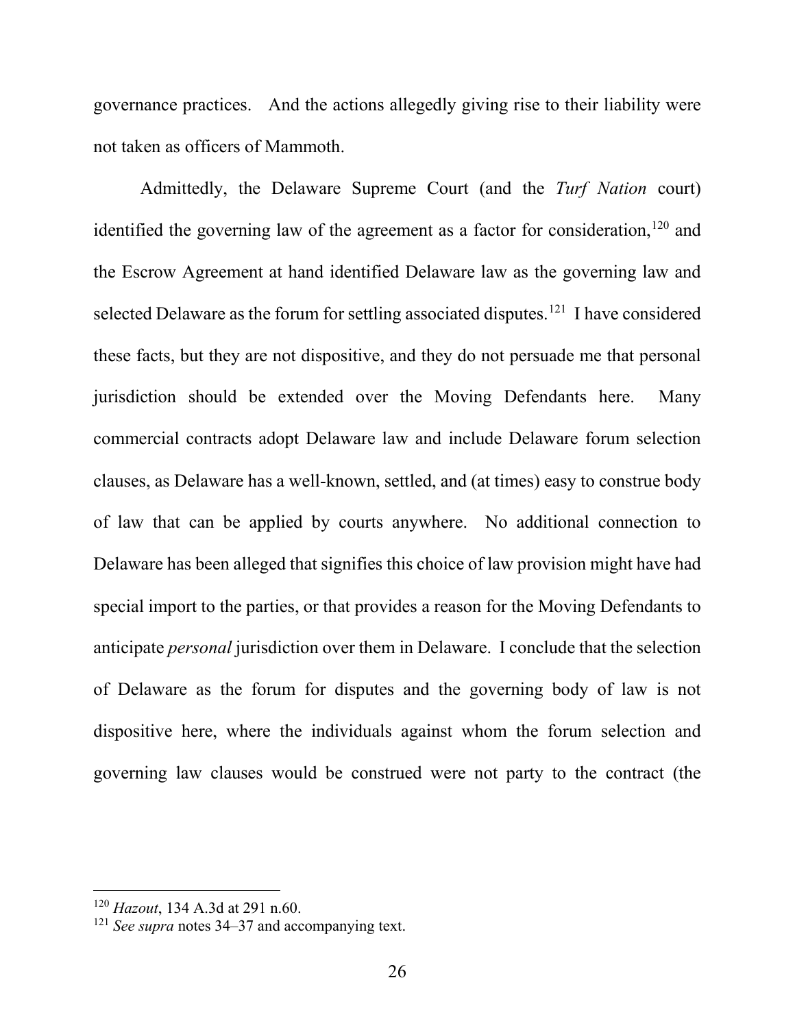governance practices. And the actions allegedly giving rise to their liability were not taken as officers of Mammoth.

Admittedly, the Delaware Supreme Court (and the *Turf Nation* court) identified the governing law of the agreement as a factor for consideration,[120] and the Escrow Agreement at hand identified Delaware law as the governing law and selected Delaware as the forum for settling associated disputes.[121] I have considered these facts, but they are not dispositive, and they do not persuade me that personal jurisdiction should be extended over the Moving Defendants here. Many commercial contracts adopt Delaware law and include Delaware forum selection clauses, as Delaware has a well-known, settled, and (at times) easy to construe body of law that can be applied by courts anywhere. No additional connection to Delaware has been alleged that signifies this choice of law provision might have had special import to the parties, or that provides a reason for the Moving Defendants to anticipate *personal* jurisdiction over them in Delaware. I conclude that the selection of Delaware as the forum for disputes and the governing body of law is not dispositive here, where the individuals against whom the forum selection and governing law clauses would be construed were not party to the contract (the

---

[120] *Hazout*, 134 A.3d at 291 n.60.

[121] *See supra* notes 34–37 and accompanying text.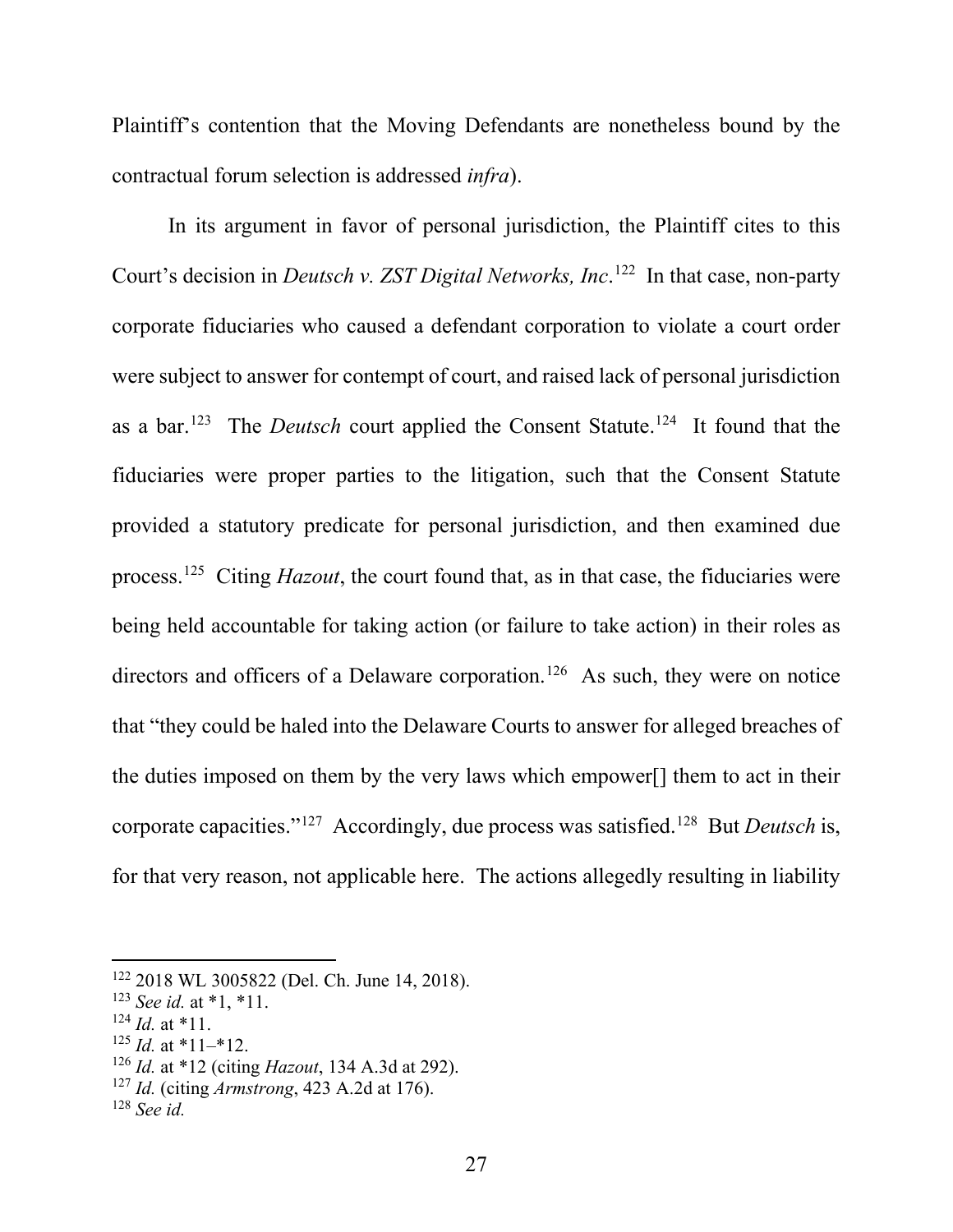Plaintiff's contention that the Moving Defendants are nonetheless bound by the contractual forum selection is addressed *infra*).

In its argument in favor of personal jurisdiction, the Plaintiff cites to this Court's decision in *Deutsch v. ZST Digital Networks, Inc*.[122] In that case, non-party corporate fiduciaries who caused a defendant corporation to violate a court order were subject to answer for contempt of court, and raised lack of personal jurisdiction as a bar.[123] The *Deutsch* court applied the Consent Statute.[124] It found that the fiduciaries were proper parties to the litigation, such that the Consent Statute provided a statutory predicate for personal jurisdiction, and then examined due process.[125] Citing *Hazout*, the court found that, as in that case, the fiduciaries were being held accountable for taking action (or failure to take action) in their roles as directors and officers of a Delaware corporation.[126] As such, they were on notice that "they could be haled into the Delaware Courts to answer for alleged breaches of the duties imposed on them by the very laws which empower[] them to act in their corporate capacities."[127] Accordingly, due process was satisfied.[128] But *Deutsch* is, for that very reason, not applicable here. The actions allegedly resulting in liability

---

[122] 2018 WL 3005822 (Del. Ch. June 14, 2018).

[123] *See id.* at *1, *11.

[124] *Id.* at *11.

[125] *Id.* at *11–*12.

[126] *Id.* at *12 (citing *Hazout*, 134 A.3d at 292).

[127] *Id.* (citing *Armstrong*, 423 A.2d at 176).

[128] *See id.*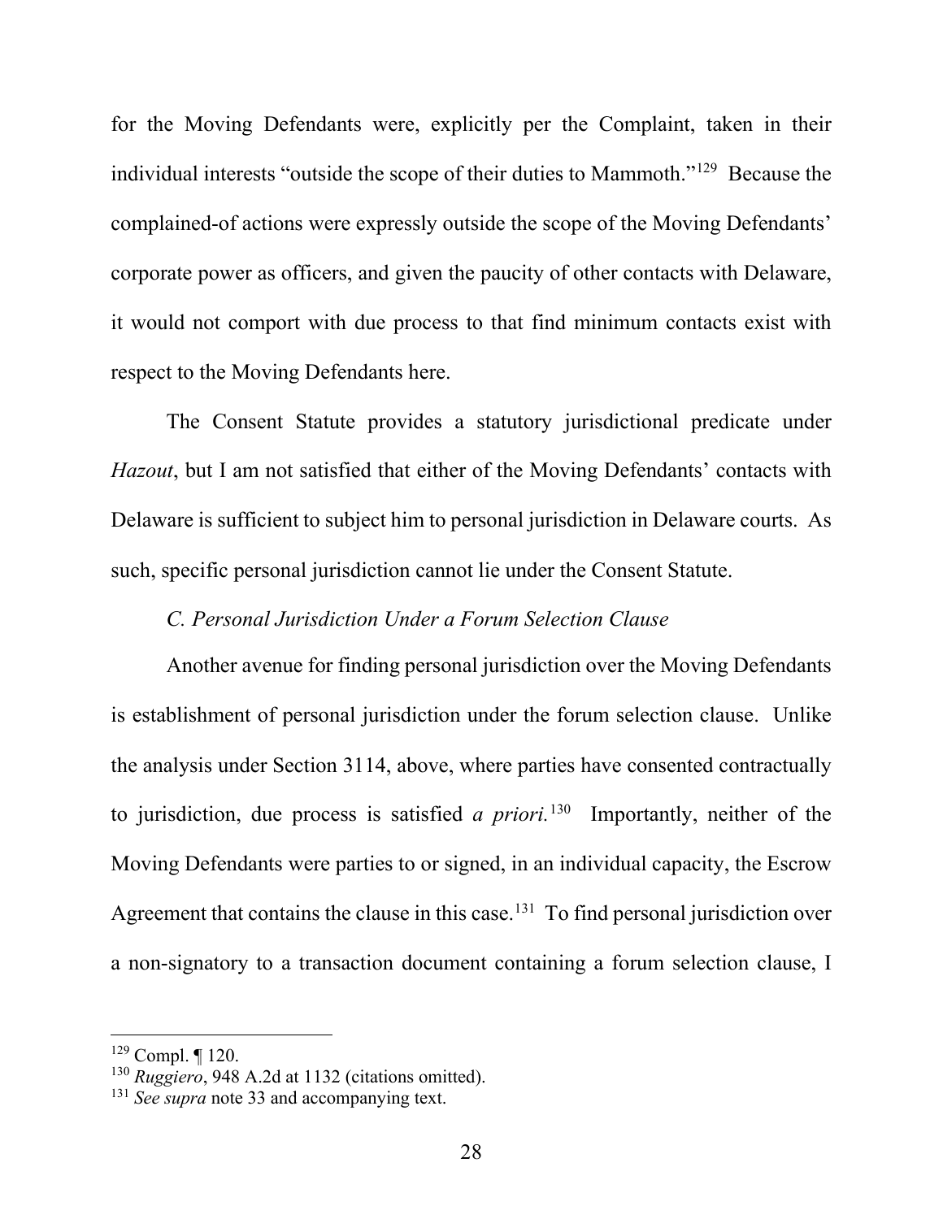for the Moving Defendants were, explicitly per the Complaint, taken in their individual interests "outside the scope of their duties to Mammoth."[129] Because the complained-of actions were expressly outside the scope of the Moving Defendants' corporate power as officers, and given the paucity of other contacts with Delaware, it would not comport with due process to that find minimum contacts exist with respect to the Moving Defendants here.

The Consent Statute provides a statutory jurisdictional predicate under *Hazout*, but I am not satisfied that either of the Moving Defendants' contacts with Delaware is sufficient to subject him to personal jurisdiction in Delaware courts. As such, specific personal jurisdiction cannot lie under the Consent Statute.

*C. Personal Jurisdiction Under a Forum Selection Clause*

Another avenue for finding personal jurisdiction over the Moving Defendants is establishment of personal jurisdiction under the forum selection clause. Unlike the analysis under Section 3114, above, where parties have consented contractually to jurisdiction, due process is satisfied *a priori.*[130] Importantly, neither of the Moving Defendants were parties to or signed, in an individual capacity, the Escrow Agreement that contains the clause in this case.[131] To find personal jurisdiction over a non-signatory to a transaction document containing a forum selection clause, I

---

[129] Compl. ¶ 120.

[130] *Ruggiero*, 948 A.2d at 1132 (citations omitted).

[131] *See supra* note 33 and accompanying text.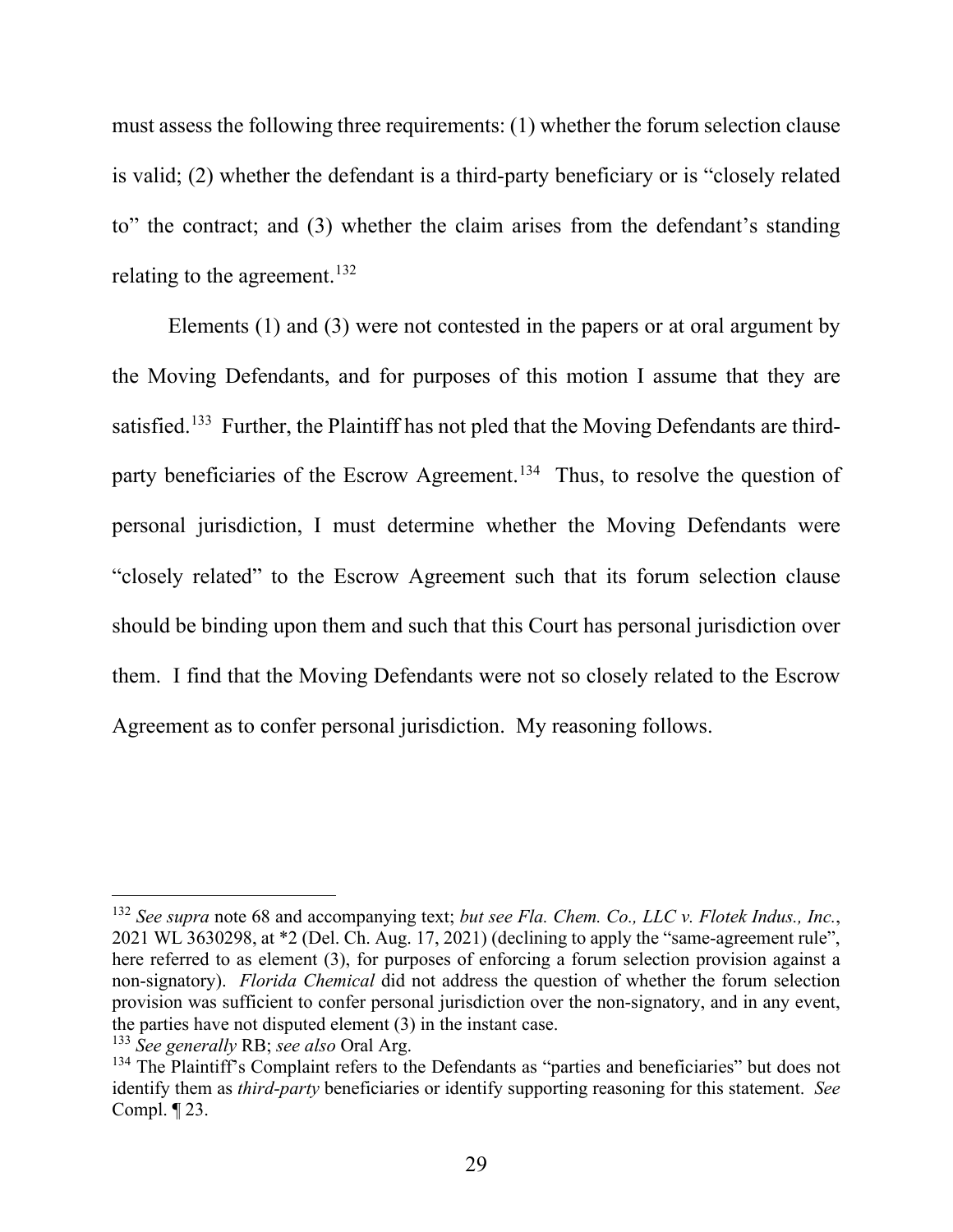must assess the following three requirements: (1) whether the forum selection clause is valid; (2) whether the defendant is a third-party beneficiary or is "closely related to" the contract; and (3) whether the claim arises from the defendant's standing relating to the agreement.[132]

Elements (1) and (3) were not contested in the papers or at oral argument by the Moving Defendants, and for purposes of this motion I assume that they are satisfied.[133] Further, the Plaintiff has not pled that the Moving Defendants are third-party beneficiaries of the Escrow Agreement.[134] Thus, to resolve the question of personal jurisdiction, I must determine whether the Moving Defendants were "closely related" to the Escrow Agreement such that its forum selection clause should be binding upon them and such that this Court has personal jurisdiction over them. I find that the Moving Defendants were not so closely related to the Escrow Agreement as to confer personal jurisdiction. My reasoning follows.

---

[132] *See supra* note 68 and accompanying text; *but see Fla. Chem. Co., LLC v. Flotek Indus., Inc.*, 2021 WL 3630298, at *2 (Del. Ch. Aug. 17, 2021) (declining to apply the "same-agreement rule", here referred to as element (3), for purposes of enforcing a forum selection provision against a non-signatory). *Florida Chemical* did not address the question of whether the forum selection provision was sufficient to confer personal jurisdiction over the non-signatory, and in any event, the parties have not disputed element (3) in the instant case.

[133] *See generally* RB; *see also* Oral Arg.

[134] The Plaintiff's Complaint refers to the Defendants as "parties and beneficiaries" but does not identify them as *third-party* beneficiaries or identify supporting reasoning for this statement. *See* Compl. ¶ 23.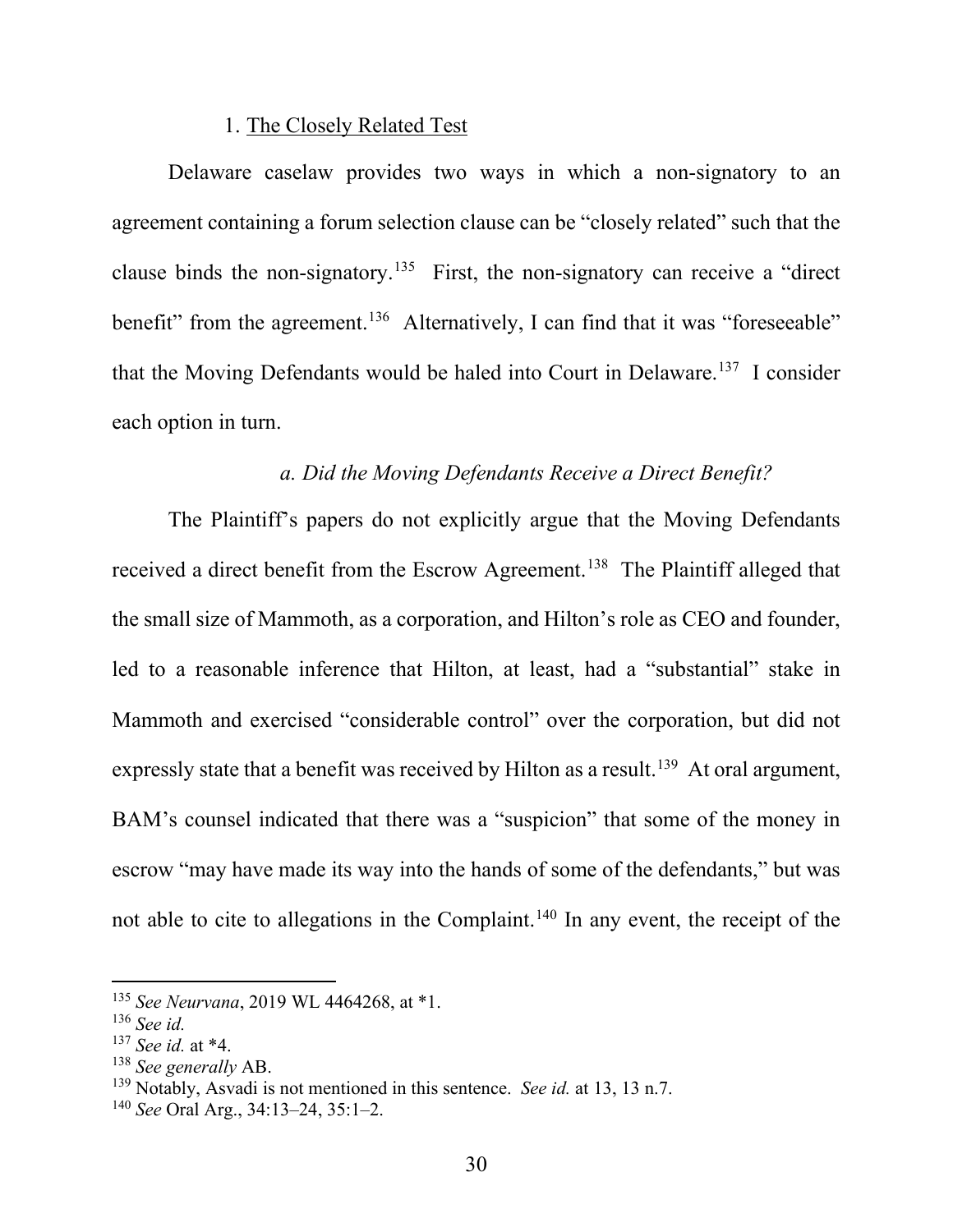1. The Closely Related Test

Delaware caselaw provides two ways in which a non-signatory to an agreement containing a forum selection clause can be "closely related" such that the clause binds the non-signatory.[135] First, the non-signatory can receive a "direct benefit" from the agreement.[136] Alternatively, I can find that it was "foreseeable" that the Moving Defendants would be haled into Court in Delaware.[137] I consider each option in turn.

*a. Did the Moving Defendants Receive a Direct Benefit?*

The Plaintiff's papers do not explicitly argue that the Moving Defendants received a direct benefit from the Escrow Agreement.[138] The Plaintiff alleged that the small size of Mammoth, as a corporation, and Hilton's role as CEO and founder, led to a reasonable inference that Hilton, at least, had a "substantial" stake in Mammoth and exercised "considerable control" over the corporation, but did not expressly state that a benefit was received by Hilton as a result.[139] At oral argument, BAM's counsel indicated that there was a "suspicion" that some of the money in escrow "may have made its way into the hands of some of the defendants," but was not able to cite to allegations in the Complaint.[140] In any event, the receipt of the

---

[135] *See Neurvana*, 2019 WL 4464268, at *1.

[136] *See id.*

[137] *See id.* at *4.

[138] *See generally* AB.

[139] Notably, Asvadi is not mentioned in this sentence. *See id.* at 13, 13 n.7.

[140] *See* Oral Arg., 34:13–24, 35:1–2.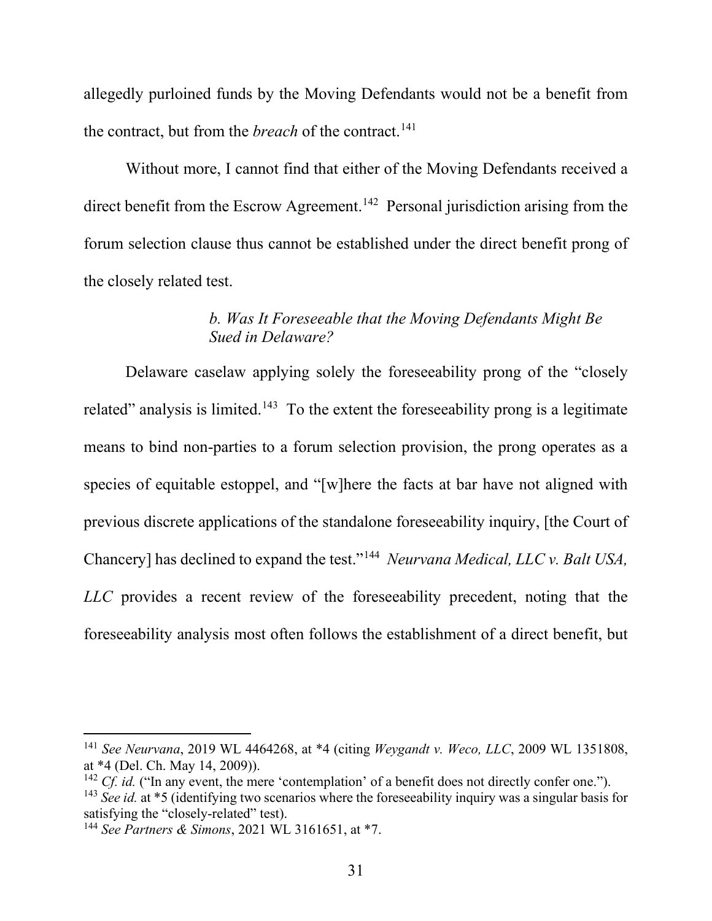allegedly purloined funds by the Moving Defendants would not be a benefit from the contract, but from the *breach* of the contract.[141]

Without more, I cannot find that either of the Moving Defendants received a direct benefit from the Escrow Agreement.[142] Personal jurisdiction arising from the forum selection clause thus cannot be established under the direct benefit prong of the closely related test.

*b. Was It Foreseeable that the Moving Defendants Might Be Sued in Delaware?*

Delaware caselaw applying solely the foreseeability prong of the "closely related" analysis is limited.[143] To the extent the foreseeability prong is a legitimate means to bind non-parties to a forum selection provision, the prong operates as a species of equitable estoppel, and "[w]here the facts at bar have not aligned with previous discrete applications of the standalone foreseeability inquiry, [the Court of Chancery] has declined to expand the test."[144] *Neurvana Medical, LLC v. Balt USA, LLC* provides a recent review of the foreseeability precedent, noting that the foreseeability analysis most often follows the establishment of a direct benefit, but

---

[141] *See Neurvana*, 2019 WL 4464268, at *4 (citing *Weygandt v. Weco, LLC*, 2009 WL 1351808, at *4 (Del. Ch. May 14, 2009)).

[142] *Cf. id.* ("In any event, the mere 'contemplation' of a benefit does not directly confer one.").

[143] *See id.* at *5 (identifying two scenarios where the foreseeability inquiry was a singular basis for satisfying the "closely-related" test).

[144] *See Partners & Simons*, 2021 WL 3161651, at *7.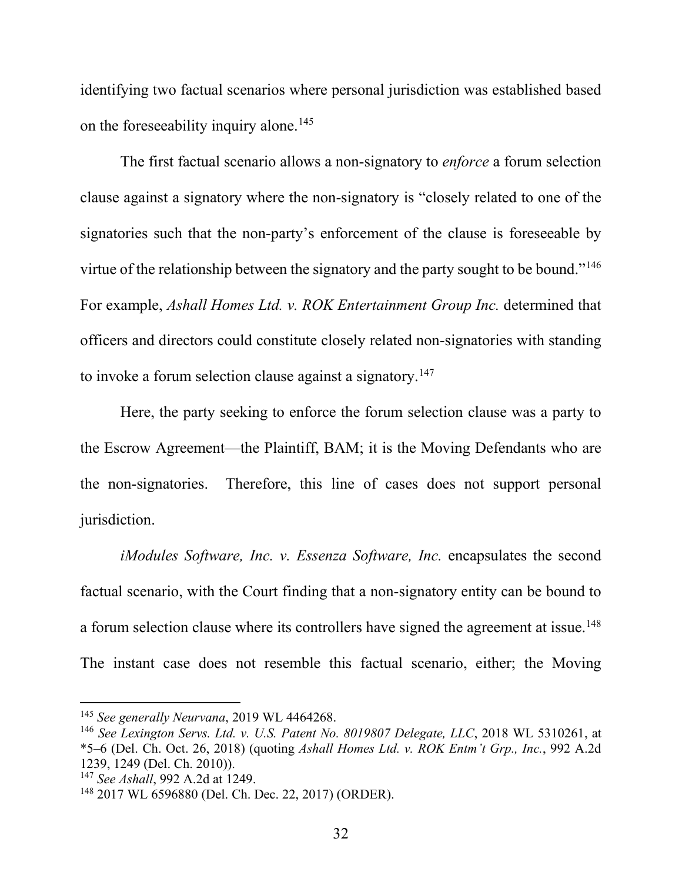identifying two factual scenarios where personal jurisdiction was established based on the foreseeability inquiry alone.[145]

The first factual scenario allows a non-signatory to *enforce* a forum selection clause against a signatory where the non-signatory is "closely related to one of the signatories such that the non-party's enforcement of the clause is foreseeable by virtue of the relationship between the signatory and the party sought to be bound."[146] For example, *Ashall Homes Ltd. v. ROK Entertainment Group Inc.* determined that officers and directors could constitute closely related non-signatories with standing to invoke a forum selection clause against a signatory.[147]

Here, the party seeking to enforce the forum selection clause was a party to the Escrow Agreement—the Plaintiff, BAM; it is the Moving Defendants who are the non-signatories. Therefore, this line of cases does not support personal jurisdiction.

*iModules Software, Inc. v. Essenza Software, Inc.* encapsulates the second factual scenario, with the Court finding that a non-signatory entity can be bound to a forum selection clause where its controllers have signed the agreement at issue.[148] The instant case does not resemble this factual scenario, either; the Moving

---

[145] *See generally Neurvana*, 2019 WL 4464268.

[146] *See Lexington Servs. Ltd. v. U.S. Patent No. 8019807 Delegate, LLC*, 2018 WL 5310261, at *5–6 (Del. Ch. Oct. 26, 2018) (quoting *Ashall Homes Ltd. v. ROK Entm't Grp., Inc.*, 992 A.2d 1239, 1249 (Del. Ch. 2010)).

[147] *See Ashall*, 992 A.2d at 1249.

[148] 2017 WL 6596880 (Del. Ch. Dec. 22, 2017) (ORDER).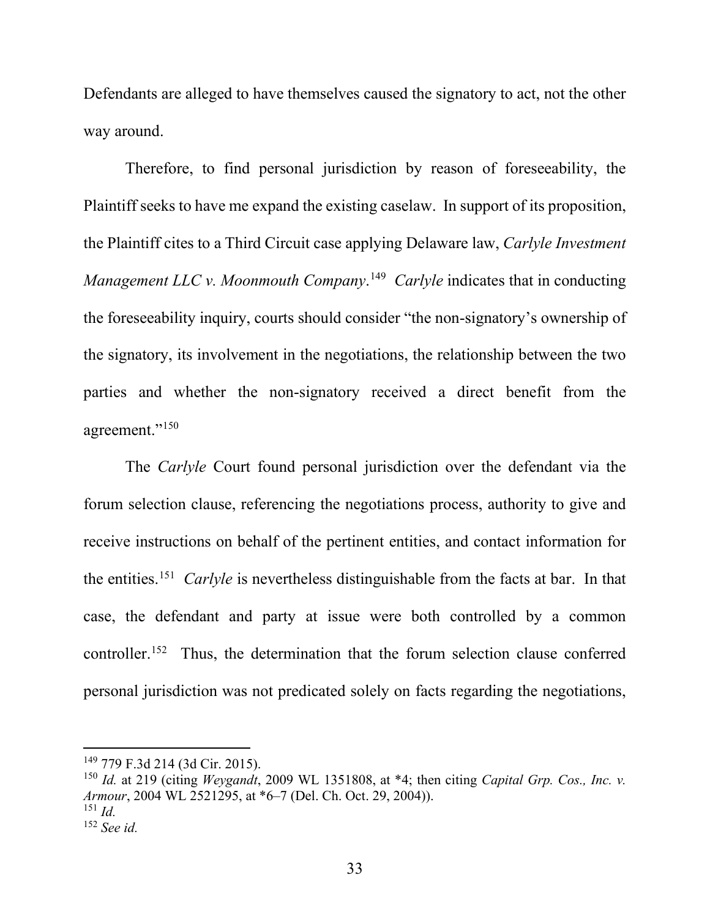Defendants are alleged to have themselves caused the signatory to act, not the other way around.

Therefore, to find personal jurisdiction by reason of foreseeability, the Plaintiff seeks to have me expand the existing caselaw. In support of its proposition, the Plaintiff cites to a Third Circuit case applying Delaware law, *Carlyle Investment Management LLC v. Moonmouth Company*.[149] *Carlyle* indicates that in conducting the foreseeability inquiry, courts should consider "the non-signatory's ownership of the signatory, its involvement in the negotiations, the relationship between the two parties and whether the non-signatory received a direct benefit from the agreement."[150]

The *Carlyle* Court found personal jurisdiction over the defendant via the forum selection clause, referencing the negotiations process, authority to give and receive instructions on behalf of the pertinent entities, and contact information for the entities.[151] *Carlyle* is nevertheless distinguishable from the facts at bar. In that case, the defendant and party at issue were both controlled by a common controller.[152] Thus, the determination that the forum selection clause conferred personal jurisdiction was not predicated solely on facts regarding the negotiations,

---

[149] 779 F.3d 214 (3d Cir. 2015).

[150] *Id.* at 219 (citing *Weygandt*, 2009 WL 1351808, at *4; then citing *Capital Grp. Cos., Inc. v. Armour*, 2004 WL 2521295, at *6–7 (Del. Ch. Oct. 29, 2004)).

[151] *Id.*

[152] *See id.*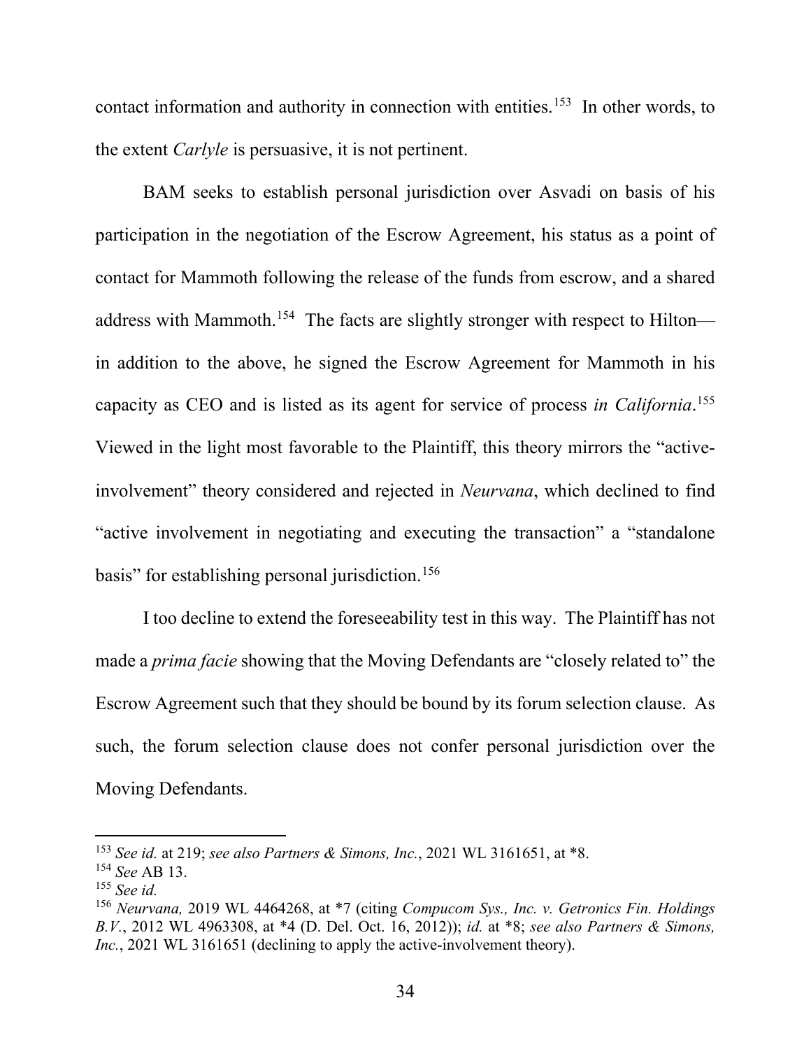contact information and authority in connection with entities.[153] In other words, to the extent *Carlyle* is persuasive, it is not pertinent.

BAM seeks to establish personal jurisdiction over Asvadi on basis of his participation in the negotiation of the Escrow Agreement, his status as a point of contact for Mammoth following the release of the funds from escrow, and a shared address with Mammoth.[154] The facts are slightly stronger with respect to Hilton—in addition to the above, he signed the Escrow Agreement for Mammoth in his capacity as CEO and is listed as its agent for service of process *in California*.[155] Viewed in the light most favorable to the Plaintiff, this theory mirrors the "active-involvement" theory considered and rejected in *Neurvana*, which declined to find "active involvement in negotiating and executing the transaction" a "standalone basis" for establishing personal jurisdiction.[156]

I too decline to extend the foreseeability test in this way. The Plaintiff has not made a *prima facie* showing that the Moving Defendants are "closely related to" the Escrow Agreement such that they should be bound by its forum selection clause. As such, the forum selection clause does not confer personal jurisdiction over the Moving Defendants.

---

[153] *See id.* at 219; *see also Partners & Simons, Inc.*, 2021 WL 3161651, at *8.

[154] *See* AB 13.

[155] *See id.*

[156] *Neurvana,* 2019 WL 4464268, at *7 (citing *Compucom Sys., Inc. v. Getronics Fin. Holdings B.V.*, 2012 WL 4963308, at *4 (D. Del. Oct. 16, 2012)); *id.* at *8; *see also Partners & Simons, Inc.*, 2021 WL 3161651 (declining to apply the active-involvement theory).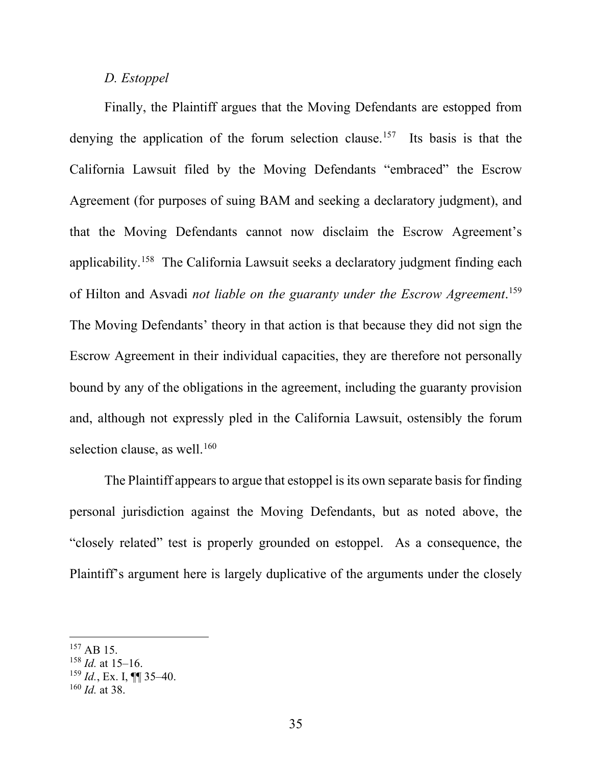### *D. Estoppel*

Finally, the Plaintiff argues that the Moving Defendants are estopped from denying the application of the forum selection clause.[157] Its basis is that the California Lawsuit filed by the Moving Defendants "embraced" the Escrow Agreement (for purposes of suing BAM and seeking a declaratory judgment), and that the Moving Defendants cannot now disclaim the Escrow Agreement's applicability.[158] The California Lawsuit seeks a declaratory judgment finding each of Hilton and Asvadi *not liable on the guaranty under the Escrow Agreement*.[159] The Moving Defendants' theory in that action is that because they did not sign the Escrow Agreement in their individual capacities, they are therefore not personally bound by any of the obligations in the agreement, including the guaranty provision and, although not expressly pled in the California Lawsuit, ostensibly the forum selection clause, as well.[160]

The Plaintiff appears to argue that estoppel is its own separate basis for finding personal jurisdiction against the Moving Defendants, but as noted above, the "closely related" test is properly grounded on estoppel. As a consequence, the Plaintiff's argument here is largely duplicative of the arguments under the closely

---

[157] AB 15.

[158] *Id.* at 15–16.

[159] *Id.*, Ex. I, ¶¶ 35–40.

[160] *Id.* at 38.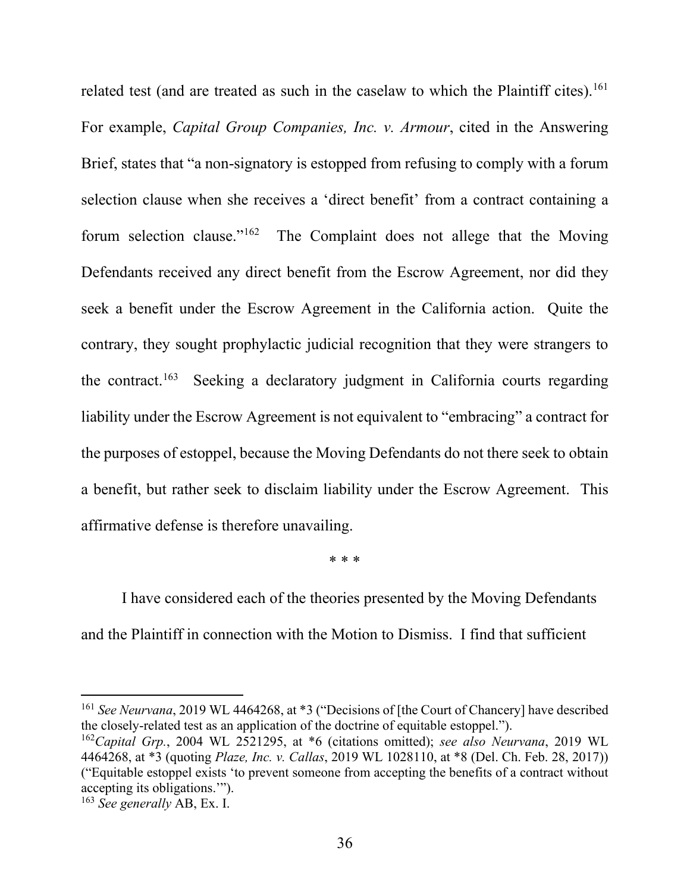related test (and are treated as such in the caselaw to which the Plaintiff cites).[161] For example, *Capital Group Companies, Inc. v. Armour*, cited in the Answering Brief, states that "a non-signatory is estopped from refusing to comply with a forum selection clause when she receives a 'direct benefit' from a contract containing a forum selection clause."[162] The Complaint does not allege that the Moving Defendants received any direct benefit from the Escrow Agreement, nor did they seek a benefit under the Escrow Agreement in the California action. Quite the contrary, they sought prophylactic judicial recognition that they were strangers to the contract.[163] Seeking a declaratory judgment in California courts regarding liability under the Escrow Agreement is not equivalent to "embracing" a contract for the purposes of estoppel, because the Moving Defendants do not there seek to obtain a benefit, but rather seek to disclaim liability under the Escrow Agreement. This affirmative defense is therefore unavailing.

\* \* \*

I have considered each of the theories presented by the Moving Defendants and the Plaintiff in connection with the Motion to Dismiss. I find that sufficient

---

[161] *See Neurvana*, 2019 WL 4464268, at \*3 ("Decisions of [the Court of Chancery] have described the closely-related test as an application of the doctrine of equitable estoppel.").

[162] *Capital Grp.*, 2004 WL 2521295, at \*6 (citations omitted); *see also Neurvana*, 2019 WL 4464268, at \*3 (quoting *Plaze, Inc. v. Callas*, 2019 WL 1028110, at \*8 (Del. Ch. Feb. 28, 2017)) ("Equitable estoppel exists 'to prevent someone from accepting the benefits of a contract without accepting its obligations.'").

[163] *See generally* AB, Ex. I.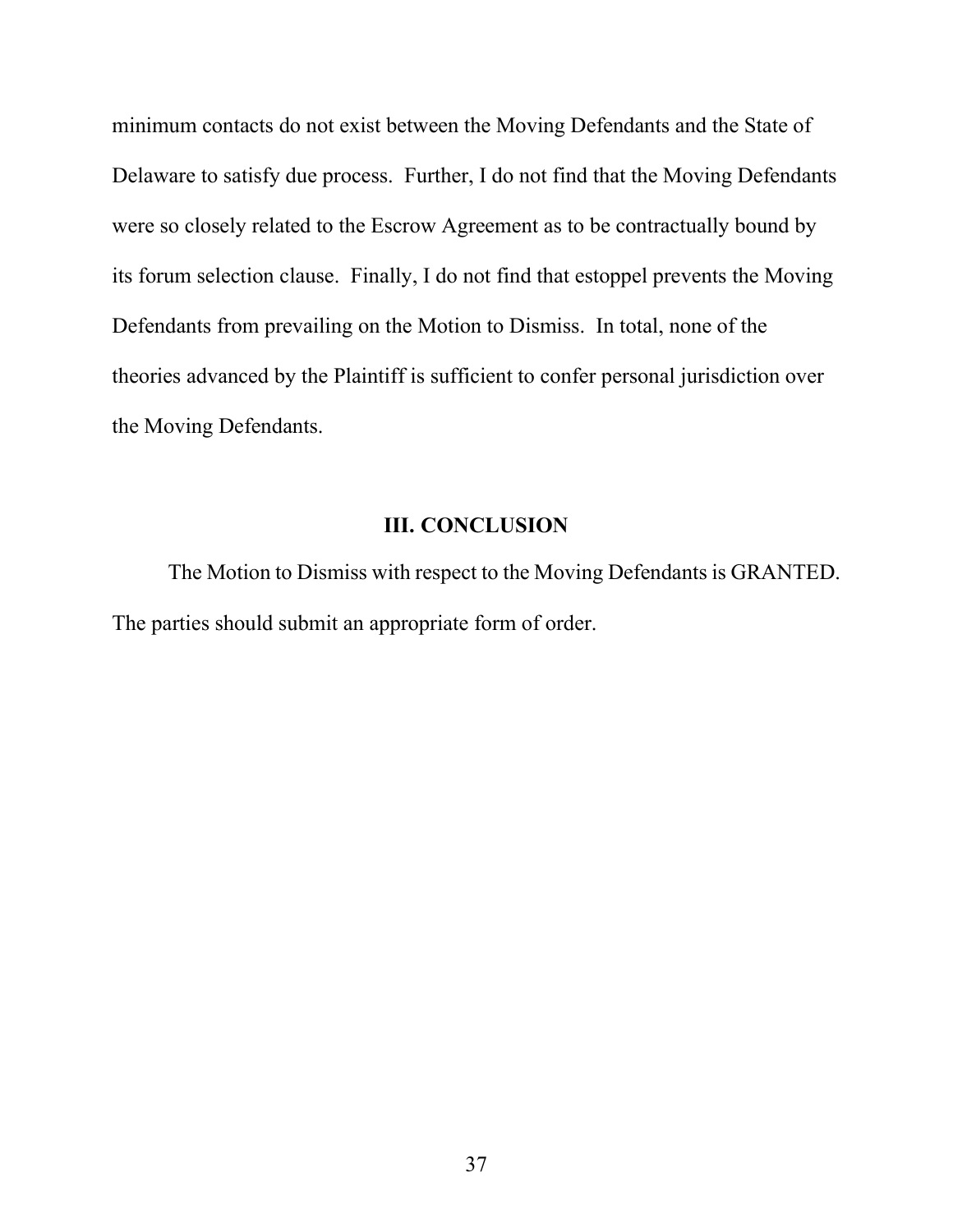minimum contacts do not exist between the Moving Defendants and the State of Delaware to satisfy due process. Further, I do not find that the Moving Defendants were so closely related to the Escrow Agreement as to be contractually bound by its forum selection clause. Finally, I do not find that estoppel prevents the Moving Defendants from prevailing on the Motion to Dismiss. In total, none of the theories advanced by the Plaintiff is sufficient to confer personal jurisdiction over the Moving Defendants.

## III. CONCLUSION

The Motion to Dismiss with respect to the Moving Defendants is GRANTED. The parties should submit an appropriate form of order.